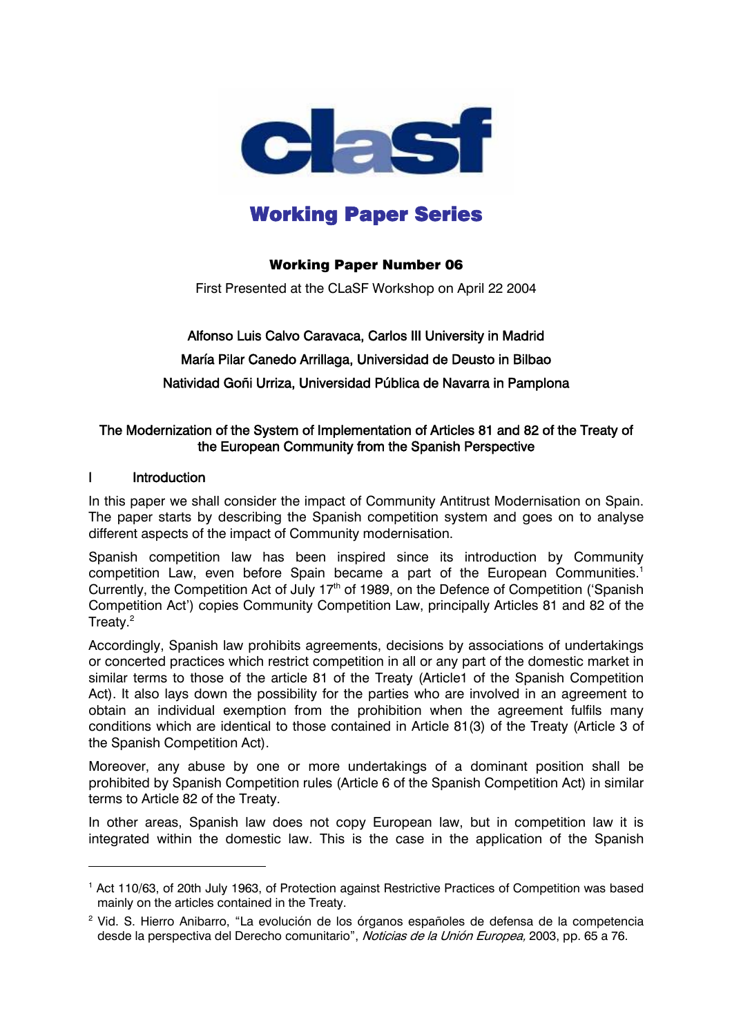clasf

# Working Paper Series

**Working Paper Number 06**

First Presented at the CLaSF Workshop on April 22 2004

Alfonso Luis Calvo Caravaca, Carlos III University in Madrid

María Pilar Canedo Arrillaga, Universidad de Deusto in Bilbao

Natividad Goñi Urriza, Universidad Pública de Navarra in Pamplona

## The Modernization of the System of Implementation of Articles 81 and 82 of the Treaty of the European Community from the Spanish Perspective

### I Introduction

In this paper we shall consider the impact of Community Antitrust Modernisation on Spain. The paper starts by describing the Spanish competition system and goes on to analyse different aspects of the impact of Community modernisation.

Spanish competition law has been inspired since its introduction by Community competition Law, even before Spain became a part of the European Communities.[1] Currently, the Competition Act of July 17th of 1989, on the Defence of Competition ('Spanish Competition Act') copies Community Competition Law, principally Articles 81 and 82 of the Treaty.[2]

Accordingly, Spanish law prohibits agreements, decisions by associations of undertakings or concerted practices which restrict competition in all or any part of the domestic market in similar terms to those of the article 81 of the Treaty (Article1 of the Spanish Competition Act). It also lays down the possibility for the parties who are involved in an agreement to obtain an individual exemption from the prohibition when the agreement fulfils many conditions which are identical to those contained in Article 81(3) of the Treaty (Article 3 of the Spanish Competition Act).

Moreover, any abuse by one or more undertakings of a dominant position shall be prohibited by Spanish Competition rules (Article 6 of the Spanish Competition Act) in similar terms to Article 82 of the Treaty.

In other areas, Spanish law does not copy European law, but in competition law it is integrated within the domestic law. This is the case in the application of the Spanish

---

[1] Act 110/63, of 20th July 1963, of Protection against Restrictive Practices of Competition was based mainly on the articles contained in the Treaty.

[2] Vid. S. Hierro Anibarro, "La evolución de los órganos españoles de defensa de la competencia desde la perspectiva del Derecho comunitario", *Noticias de la Unión Europea,* 2003, pp. 65 a 76.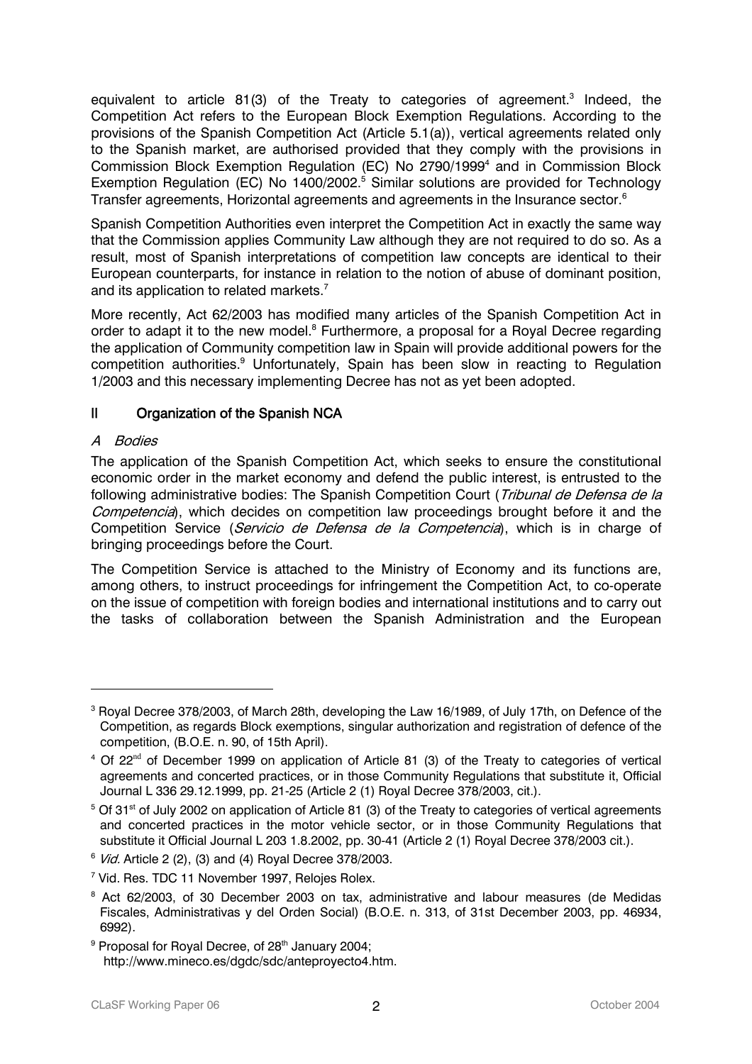equivalent to article 81(3) of the Treaty to categories of agreement.[3] Indeed, the Competition Act refers to the European Block Exemption Regulations. According to the provisions of the Spanish Competition Act (Article 5.1(a)), vertical agreements related only to the Spanish market, are authorised provided that they comply with the provisions in Commission Block Exemption Regulation (EC) No 2790/1999[4] and in Commission Block Exemption Regulation (EC) No 1400/2002.[5] Similar solutions are provided for Technology Transfer agreements, Horizontal agreements and agreements in the Insurance sector.[6]

Spanish Competition Authorities even interpret the Competition Act in exactly the same way that the Commission applies Community Law although they are not required to do so. As a result, most of Spanish interpretations of competition law concepts are identical to their European counterparts, for instance in relation to the notion of abuse of dominant position, and its application to related markets.[7]

More recently, Act 62/2003 has modified many articles of the Spanish Competition Act in order to adapt it to the new model.[8] Furthermore, a proposal for a Royal Decree regarding the application of Community competition law in Spain will provide additional powers for the competition authorities.[9] Unfortunately, Spain has been slow in reacting to Regulation 1/2003 and this necessary implementing Decree has not as yet been adopted.

## II Organization of the Spanish NCA

### *A Bodies*

The application of the Spanish Competition Act, which seeks to ensure the constitutional economic order in the market economy and defend the public interest, is entrusted to the following administrative bodies: The Spanish Competition Court (*Tribunal de Defensa de la Competencia*), which decides on competition law proceedings brought before it and the Competition Service (*Servicio de Defensa de la Competencia*), which is in charge of bringing proceedings before the Court.

The Competition Service is attached to the Ministry of Economy and its functions are, among others, to instruct proceedings for infringement the Competition Act, to co-operate on the issue of competition with foreign bodies and international institutions and to carry out the tasks of collaboration between the Spanish Administration and the European

---

[3] Royal Decree 378/2003, of March 28th, developing the Law 16/1989, of July 17th, on Defence of the Competition, as regards Block exemptions, singular authorization and registration of defence of the competition, (B.O.E. n. 90, of 15th April).

[4] Of 22nd of December 1999 on application of Article 81 (3) of the Treaty to categories of vertical agreements and concerted practices, or in those Community Regulations that substitute it, Official Journal L 336 29.12.1999, pp. 21-25 (Article 2 (1) Royal Decree 378/2003, cit.).

[5] Of 31st of July 2002 on application of Article 81 (3) of the Treaty to categories of vertical agreements and concerted practices in the motor vehicle sector, or in those Community Regulations that substitute it Official Journal L 203 1.8.2002, pp. 30-41 (Article 2 (1) Royal Decree 378/2003 cit.).

[6] *Vid.* Article 2 (2), (3) and (4) Royal Decree 378/2003.

[7] Vid. Res. TDC 11 November 1997, Relojes Rolex.

[8] Act 62/2003, of 30 December 2003 on tax, administrative and labour measures (de Medidas Fiscales, Administrativas y del Orden Social) (B.O.E. n. 313, of 31st December 2003, pp. 46934, 6992).

[9] Proposal for Royal Decree, of 28th January 2004; http://www.mineco.es/dgdc/sdc/anteproyecto4.htm.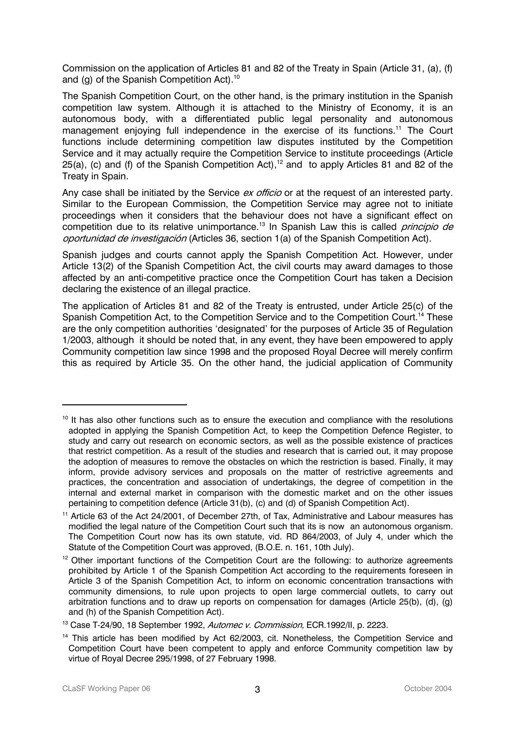Commission on the application of Articles 81 and 82 of the Treaty in Spain (Article 31, (a), (f) and (g) of the Spanish Competition Act).[10]

The Spanish Competition Court, on the other hand, is the primary institution in the Spanish competition law system. Although it is attached to the Ministry of Economy, it is an autonomous body, with a differentiated public legal personality and autonomous management enjoying full independence in the exercise of its functions.[11] The Court functions include determining competition law disputes instituted by the Competition Service and it may actually require the Competition Service to institute proceedings (Article 25(a), (c) and (f) of the Spanish Competition Act),[12] and to apply Articles 81 and 82 of the Treaty in Spain.

Any case shall be initiated by the Service *ex officio* or at the request of an interested party. Similar to the European Commission, the Competition Service may agree not to initiate proceedings when it considers that the behaviour does not have a significant effect on competition due to its relative unimportance.[13] In Spanish Law this is called *principio de oportunidad de investigación* (Articles 36, section 1(a) of the Spanish Competition Act).

Spanish judges and courts cannot apply the Spanish Competition Act. However, under Article 13(2) of the Spanish Competition Act, the civil courts may award damages to those affected by an anti-competitive practice once the Competition Court has taken a Decision declaring the existence of an illegal practice.

The application of Articles 81 and 82 of the Treaty is entrusted, under Article 25(c) of the Spanish Competition Act, to the Competition Service and to the Competition Court.[14] These are the only competition authorities 'designated' for the purposes of Article 35 of Regulation 1/2003, although it should be noted that, in any event, they have been empowered to apply Community competition law since 1998 and the proposed Royal Decree will merely confirm this as required by Article 35. On the other hand, the judicial application of Community

---

[10] It has also other functions such as to ensure the execution and compliance with the resolutions adopted in applying the Spanish Competition Act, to keep the Competition Defence Register, to study and carry out research on economic sectors, as well as the possible existence of practices that restrict competition. As a result of the studies and research that is carried out, it may propose the adoption of measures to remove the obstacles on which the restriction is based. Finally, it may inform, provide advisory services and proposals on the matter of restrictive agreements and practices, the concentration and association of undertakings, the degree of competition in the internal and external market in comparison with the domestic market and on the other issues pertaining to competition defence (Article 31(b), (c) and (d) of Spanish Competition Act).

[11] Article 63 of the Act 24/2001, of December 27th, of Tax, Administrative and Labour measures has modified the legal nature of the Competition Court such that its is now an autonomous organism. The Competition Court now has its own statute, vid. RD 864/2003, of July 4, under which the Statute of the Competition Court was approved, (B.O.E. n. 161, 10th July).

[12] Other important functions of the Competition Court are the following: to authorize agreements prohibited by Article 1 of the Spanish Competition Act according to the requirements foreseen in Article 3 of the Spanish Competition Act, to inform on economic concentration transactions with community dimensions, to rule upon projects to open large commercial outlets, to carry out arbitration functions and to draw up reports on compensation for damages (Article 25(b), (d), (g) and (h) of the Spanish Competition Act).

[13] Case T-24/90, 18 September 1992, *Automec v. Commission,* ECR.1992/II, p. 2223.

[14] This article has been modified by Act 62/2003, cit. Nonetheless, the Competition Service and Competition Court have been competent to apply and enforce Community competition law by virtue of Royal Decree 295/1998, of 27 February 1998.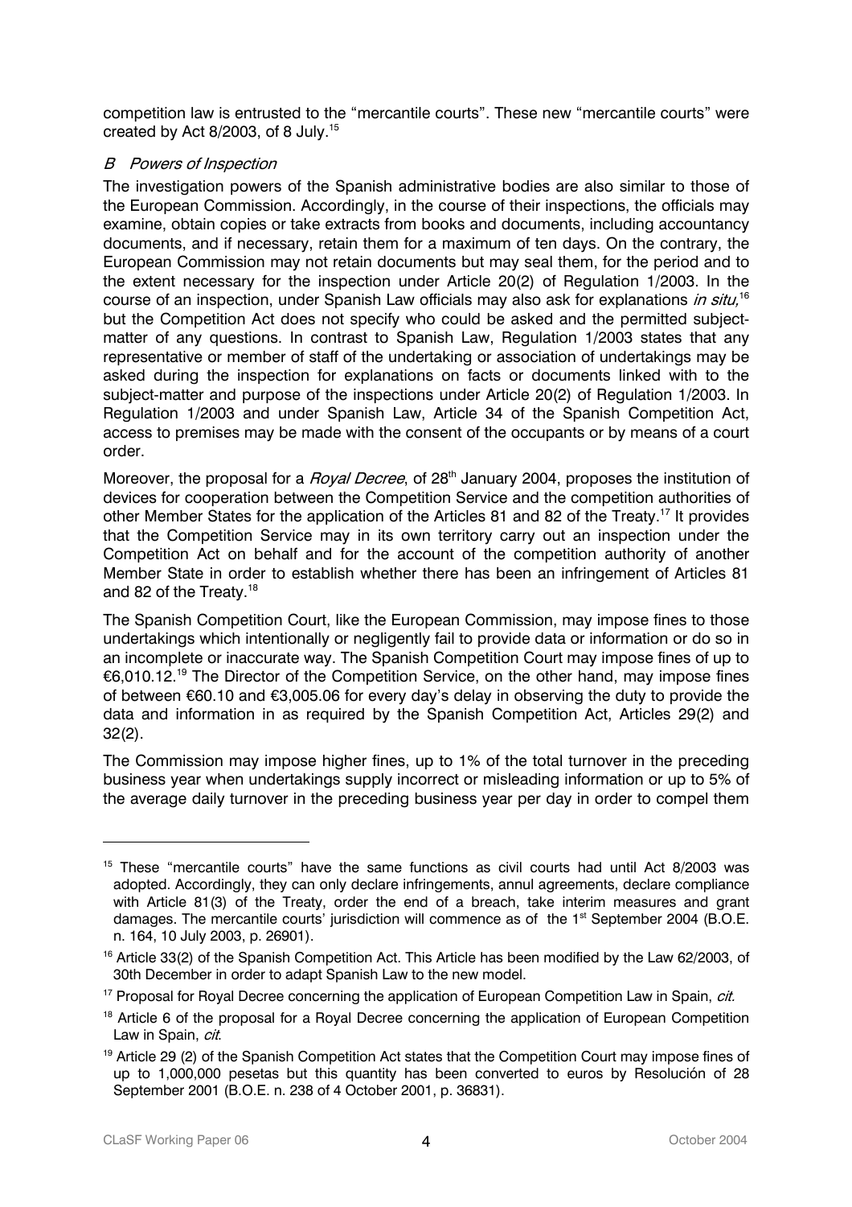competition law is entrusted to the "mercantile courts". These new "mercantile courts" were created by Act 8/2003, of 8 July.[15]

### *B Powers of Inspection*

The investigation powers of the Spanish administrative bodies are also similar to those of the European Commission. Accordingly, in the course of their inspections, the officials may examine, obtain copies or take extracts from books and documents, including accountancy documents, and if necessary, retain them for a maximum of ten days. On the contrary, the European Commission may not retain documents but may seal them, for the period and to the extent necessary for the inspection under Article 20(2) of Regulation 1/2003. In the course of an inspection, under Spanish Law officials may also ask for explanations *in situ,*[16] but the Competition Act does not specify who could be asked and the permitted subject-matter of any questions. In contrast to Spanish Law, Regulation 1/2003 states that any representative or member of staff of the undertaking or association of undertakings may be asked during the inspection for explanations on facts or documents linked with to the subject-matter and purpose of the inspections under Article 20(2) of Regulation 1/2003. In Regulation 1/2003 and under Spanish Law, Article 34 of the Spanish Competition Act, access to premises may be made with the consent of the occupants or by means of a court order.

Moreover, the proposal for a *Royal Decree*, of 28th January 2004, proposes the institution of devices for cooperation between the Competition Service and the competition authorities of other Member States for the application of the Articles 81 and 82 of the Treaty.[17] It provides that the Competition Service may in its own territory carry out an inspection under the Competition Act on behalf and for the account of the competition authority of another Member State in order to establish whether there has been an infringement of Articles 81 and 82 of the Treaty.[18]

The Spanish Competition Court, like the European Commission, may impose fines to those undertakings which intentionally or negligently fail to provide data or information or do so in an incomplete or inaccurate way. The Spanish Competition Court may impose fines of up to €6,010.12.[19] The Director of the Competition Service, on the other hand, may impose fines of between €60.10 and €3,005.06 for every day's delay in observing the duty to provide the data and information in as required by the Spanish Competition Act, Articles 29(2) and 32(2).

The Commission may impose higher fines, up to 1% of the total turnover in the preceding business year when undertakings supply incorrect or misleading information or up to 5% of the average daily turnover in the preceding business year per day in order to compel them

---

[15] These "mercantile courts" have the same functions as civil courts had until Act 8/2003 was adopted. Accordingly, they can only declare infringements, annul agreements, declare compliance with Article 81(3) of the Treaty, order the end of a breach, take interim measures and grant damages. The mercantile courts' jurisdiction will commence as of the 1st September 2004 (B.O.E. n. 164, 10 July 2003, p. 26901).

[16] Article 33(2) of the Spanish Competition Act. This Article has been modified by the Law 62/2003, of 30th December in order to adapt Spanish Law to the new model.

[17] Proposal for Royal Decree concerning the application of European Competition Law in Spain, *cit.*

[18] Article 6 of the proposal for a Royal Decree concerning the application of European Competition Law in Spain, *cit*.

[19] Article 29 (2) of the Spanish Competition Act states that the Competition Court may impose fines of up to 1,000,000 pesetas but this quantity has been converted to euros by Resolución of 28 September 2001 (B.O.E. n. 238 of 4 October 2001, p. 36831).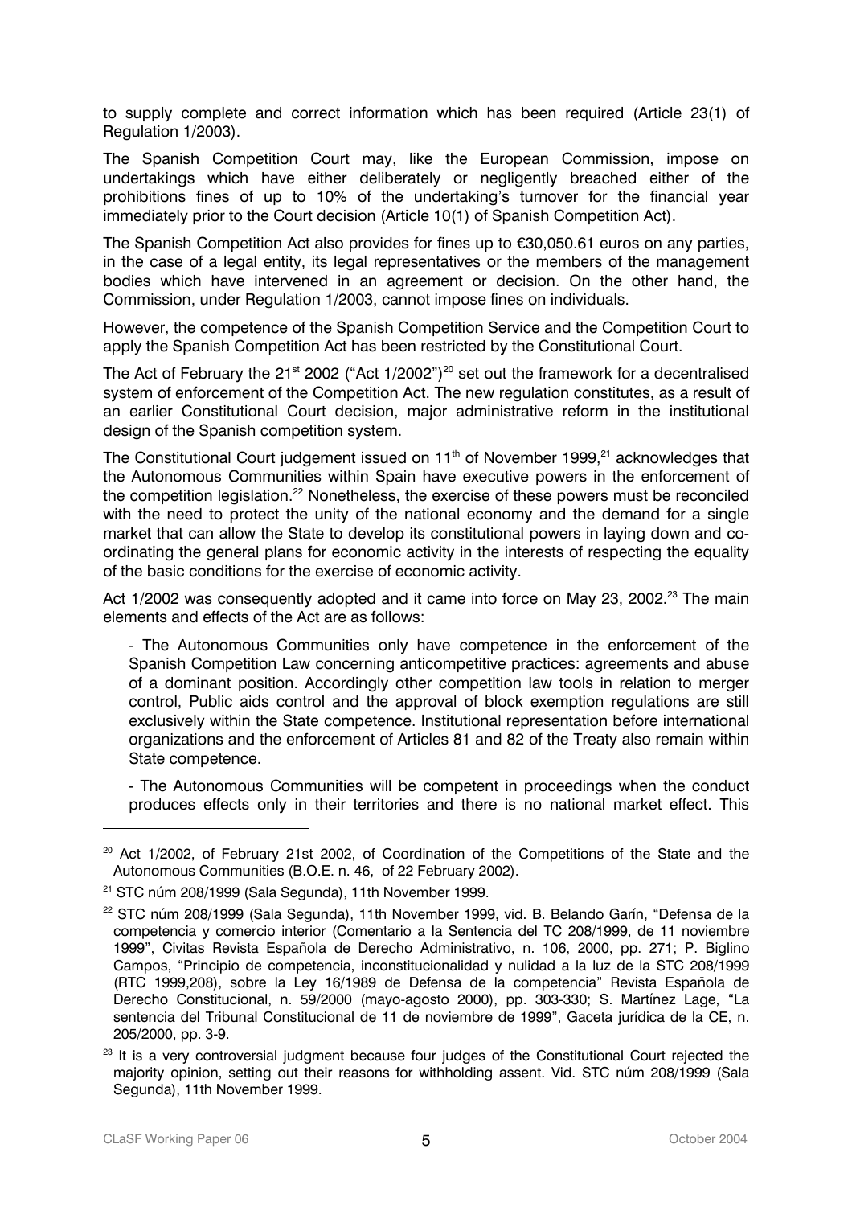to supply complete and correct information which has been required (Article 23(1) of Regulation 1/2003).

The Spanish Competition Court may, like the European Commission, impose on undertakings which have either deliberately or negligently breached either of the prohibitions fines of up to 10% of the undertaking's turnover for the financial year immediately prior to the Court decision (Article 10(1) of Spanish Competition Act).

The Spanish Competition Act also provides for fines up to €30,050.61 euros on any parties, in the case of a legal entity, its legal representatives or the members of the management bodies which have intervened in an agreement or decision. On the other hand, the Commission, under Regulation 1/2003, cannot impose fines on individuals.

However, the competence of the Spanish Competition Service and the Competition Court to apply the Spanish Competition Act has been restricted by the Constitutional Court.

The Act of February the 21st 2002 ("Act 1/2002")[20] set out the framework for a decentralised system of enforcement of the Competition Act. The new regulation constitutes, as a result of an earlier Constitutional Court decision, major administrative reform in the institutional design of the Spanish competition system.

The Constitutional Court judgement issued on 11th of November 1999,[21] acknowledges that the Autonomous Communities within Spain have executive powers in the enforcement of the competition legislation.[22] Nonetheless, the exercise of these powers must be reconciled with the need to protect the unity of the national economy and the demand for a single market that can allow the State to develop its constitutional powers in laying down and co-ordinating the general plans for economic activity in the interests of respecting the equality of the basic conditions for the exercise of economic activity.

Act 1/2002 was consequently adopted and it came into force on May 23, 2002.[23] The main elements and effects of the Act are as follows:

- The Autonomous Communities only have competence in the enforcement of the Spanish Competition Law concerning anticompetitive practices: agreements and abuse of a dominant position. Accordingly other competition law tools in relation to merger control, Public aids control and the approval of block exemption regulations are still exclusively within the State competence. Institutional representation before international organizations and the enforcement of Articles 81 and 82 of the Treaty also remain within State competence.

- The Autonomous Communities will be competent in proceedings when the conduct produces effects only in their territories and there is no national market effect. This

---

[20] Act 1/2002, of February 21st 2002, of Coordination of the Competitions of the State and the Autonomous Communities (B.O.E. n. 46, of 22 February 2002).

[21] STC núm 208/1999 (Sala Segunda), 11th November 1999.

[22] STC núm 208/1999 (Sala Segunda), 11th November 1999, vid. B. Belando Garín, "Defensa de la competencia y comercio interior (Comentario a la Sentencia del TC 208/1999, de 11 noviembre 1999", Civitas Revista Española de Derecho Administrativo, n. 106, 2000, pp. 271; P. Biglino Campos, "Principio de competencia, inconstitucionalidad y nulidad a la luz de la STC 208/1999 (RTC 1999,208), sobre la Ley 16/1989 de Defensa de la competencia" Revista Española de Derecho Constitucional, n. 59/2000 (mayo-agosto 2000), pp. 303-330; S. Martínez Lage, "La sentencia del Tribunal Constitucional de 11 de noviembre de 1999", Gaceta jurídica de la CE, n. 205/2000, pp. 3-9.

[23] It is a very controversial judgment because four judges of the Constitutional Court rejected the majority opinion, setting out their reasons for withholding assent. Vid. STC núm 208/1999 (Sala Segunda), 11th November 1999.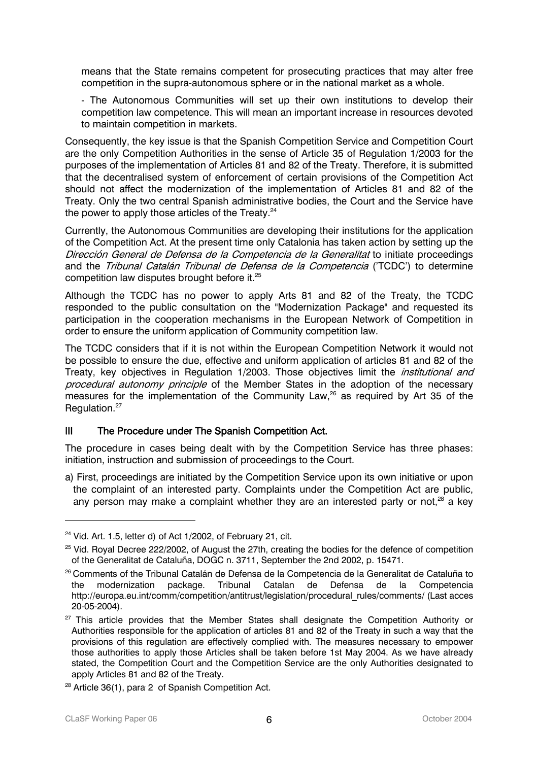means that the State remains competent for prosecuting practices that may alter free competition in the supra-autonomous sphere or in the national market as a whole.

- The Autonomous Communities will set up their own institutions to develop their competition law competence. This will mean an important increase in resources devoted to maintain competition in markets.

Consequently, the key issue is that the Spanish Competition Service and Competition Court are the only Competition Authorities in the sense of Article 35 of Regulation 1/2003 for the purposes of the implementation of Articles 81 and 82 of the Treaty. Therefore, it is submitted that the decentralised system of enforcement of certain provisions of the Competition Act should not affect the modernization of the implementation of Articles 81 and 82 of the Treaty. Only the two central Spanish administrative bodies, the Court and the Service have the power to apply those articles of the Treaty.[24]

Currently, the Autonomous Communities are developing their institutions for the application of the Competition Act. At the present time only Catalonia has taken action by setting up the *Dirección General de Defensa de la Competencia de la Generalitat* to initiate proceedings and the *Tribunal Catalán Tribunal de Defensa de la Competencia* ('TCDC') to determine competition law disputes brought before it.[25]

Although the TCDC has no power to apply Arts 81 and 82 of the Treaty, the TCDC responded to the public consultation on the "Modernization Package" and requested its participation in the cooperation mechanisms in the European Network of Competition in order to ensure the uniform application of Community competition law.

The TCDC considers that if it is not within the European Competition Network it would not be possible to ensure the due, effective and uniform application of articles 81 and 82 of the Treaty, key objectives in Regulation 1/2003. Those objectives limit the *institutional and procedural autonomy principle* of the Member States in the adoption of the necessary measures for the implementation of the Community Law,[26] as required by Art 35 of the Regulation.[27]

## III The Procedure under The Spanish Competition Act.

The procedure in cases being dealt with by the Competition Service has three phases: initiation, instruction and submission of proceedings to the Court.

a) First, proceedings are initiated by the Competition Service upon its own initiative or upon the complaint of an interested party. Complaints under the Competition Act are public, any person may make a complaint whether they are an interested party or not,[28] a key

---

[24] Vid. Art. 1.5, letter d) of Act 1/2002, of February 21, cit.

[25] Vid. Royal Decree 222/2002, of August the 27th, creating the bodies for the defence of competition of the Generalitat de Cataluña, DOGC n. 3711, September the 2nd 2002, p. 15471.

[26] Comments of the Tribunal Catalán de Defensa de la Competencia de la Generalitat de Cataluña to the modernization package. Tribunal Catalan de Defensa de la Competencia http://europa.eu.int/comm/competition/antitrust/legislation/procedural_rules/comments/ (Last acces 20-05-2004).

[27] This article provides that the Member States shall designate the Competition Authority or Authorities responsible for the application of articles 81 and 82 of the Treaty in such a way that the provisions of this regulation are effectively complied with. The measures necessary to empower those authorities to apply those Articles shall be taken before 1st May 2004. As we have already stated, the Competition Court and the Competition Service are the only Authorities designated to apply Articles 81 and 82 of the Treaty.

[28] Article 36(1), para. 2 of Spanish Competition Act.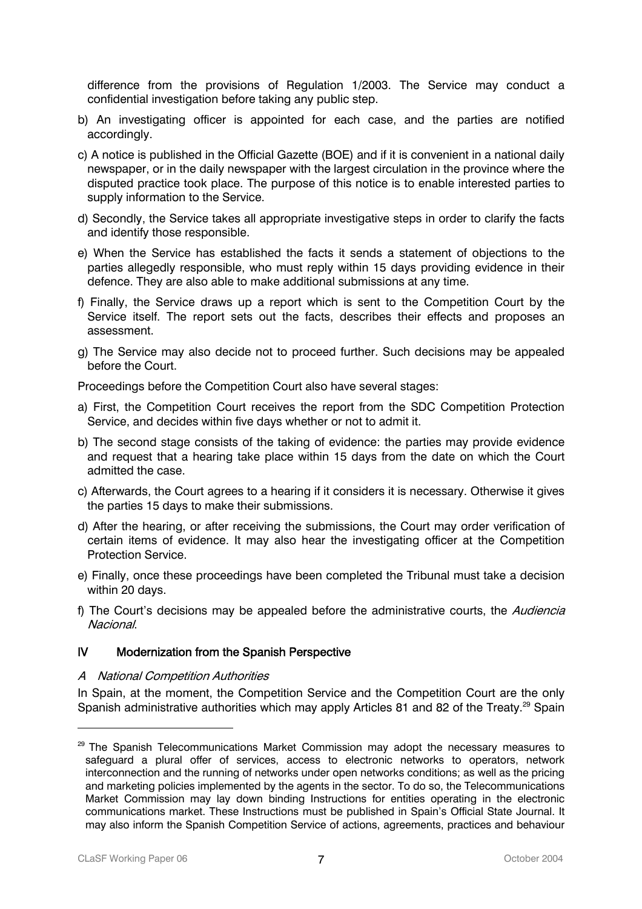difference from the provisions of Regulation 1/2003. The Service may conduct a confidential investigation before taking any public step.

b) An investigating officer is appointed for each case, and the parties are notified accordingly.

c) A notice is published in the Official Gazette (BOE) and if it is convenient in a national daily newspaper, or in the daily newspaper with the largest circulation in the province where the disputed practice took place. The purpose of this notice is to enable interested parties to supply information to the Service.

d) Secondly, the Service takes all appropriate investigative steps in order to clarify the facts and identify those responsible.

e) When the Service has established the facts it sends a statement of objections to the parties allegedly responsible, who must reply within 15 days providing evidence in their defence. They are also able to make additional submissions at any time.

f) Finally, the Service draws up a report which is sent to the Competition Court by the Service itself. The report sets out the facts, describes their effects and proposes an assessment.

g) The Service may also decide not to proceed further. Such decisions may be appealed before the Court.

Proceedings before the Competition Court also have several stages:

a) First, the Competition Court receives the report from the SDC Competition Protection Service, and decides within five days whether or not to admit it.

b) The second stage consists of the taking of evidence: the parties may provide evidence and request that a hearing take place within 15 days from the date on which the Court admitted the case.

c) Afterwards, the Court agrees to a hearing if it considers it is necessary. Otherwise it gives the parties 15 days to make their submissions.

d) After the hearing, or after receiving the submissions, the Court may order verification of certain items of evidence. It may also hear the investigating officer at the Competition Protection Service.

e) Finally, once these proceedings have been completed the Tribunal must take a decision within 20 days.

f) The Court's decisions may be appealed before the administrative courts, the *Audiencia Nacional*.

## IV Modernization from the Spanish Perspective

### *A National Competition Authorities*

In Spain, at the moment, the Competition Service and the Competition Court are the only Spanish administrative authorities which may apply Articles 81 and 82 of the Treaty.[29] Spain

[29] The Spanish Telecommunications Market Commission may adopt the necessary measures to safeguard a plural offer of services, access to electronic networks to operators, network interconnection and the running of networks under open networks conditions; as well as the pricing and marketing policies implemented by the agents in the sector. To do so, the Telecommunications Market Commission may lay down binding Instructions for entities operating in the electronic communications market. These Instructions must be published in Spain's Official State Journal. It may also inform the Spanish Competition Service of actions, agreements, practices and behaviour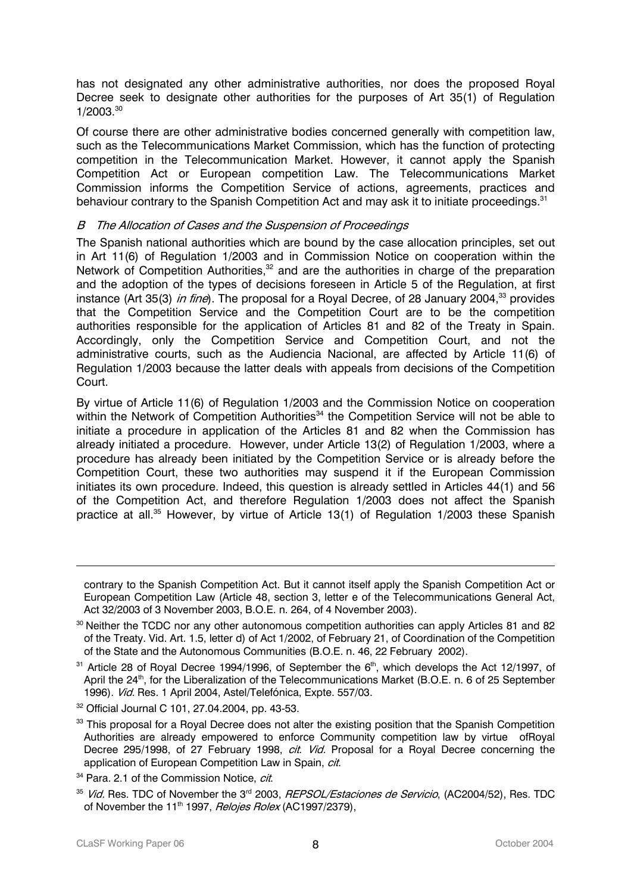has not designated any other administrative authorities, nor does the proposed Royal Decree seek to designate other authorities for the purposes of Art 35(1) of Regulation 1/2003.[30]

Of course there are other administrative bodies concerned generally with competition law, such as the Telecommunications Market Commission, which has the function of protecting competition in the Telecommunication Market. However, it cannot apply the Spanish Competition Act or European competition Law. The Telecommunications Market Commission informs the Competition Service of actions, agreements, practices and behaviour contrary to the Spanish Competition Act and may ask it to initiate proceedings.[31]

### *B The Allocation of Cases and the Suspension of Proceedings*

The Spanish national authorities which are bound by the case allocation principles, set out in Art 11(6) of Regulation 1/2003 and in Commission Notice on cooperation within the Network of Competition Authorities,[32] and are the authorities in charge of the preparation and the adoption of the types of decisions foreseen in Article 5 of the Regulation, at first instance (Art 35(3) *in fine*). The proposal for a Royal Decree, of 28 January 2004,[33] provides that the Competition Service and the Competition Court are to be the competition authorities responsible for the application of Articles 81 and 82 of the Treaty in Spain. Accordingly, only the Competition Service and Competition Court, and not the administrative courts, such as the Audiencia Nacional, are affected by Article 11(6) of Regulation 1/2003 because the latter deals with appeals from decisions of the Competition Court.

By virtue of Article 11(6) of Regulation 1/2003 and the Commission Notice on cooperation within the Network of Competition Authorities[34] the Competition Service will not be able to initiate a procedure in application of the Articles 81 and 82 when the Commission has already initiated a procedure. However, under Article 13(2) of Regulation 1/2003, where a procedure has already been initiated by the Competition Service or is already before the Competition Court, these two authorities may suspend it if the European Commission initiates its own procedure. Indeed, this question is already settled in Articles 44(1) and 56 of the Competition Act, and therefore Regulation 1/2003 does not affect the Spanish practice at all.[35] However, by virtue of Article 13(1) of Regulation 1/2003 these Spanish

---

contrary to the Spanish Competition Act. But it cannot itself apply the Spanish Competition Act or European Competition Law (Article 48, section 3, letter e of the Telecommunications General Act, Act 32/2003 of 3 November 2003, B.O.E. n. 264, of 4 November 2003).

[30] Neither the TCDC nor any other autonomous competition authorities can apply Articles 81 and 82 of the Treaty. Vid. Art. 1.5, letter d) of Act 1/2002, of February 21, of Coordination of the Competition of the State and the Autonomous Communities (B.O.E. n. 46, 22 February 2002).

[31] Article 28 of Royal Decree 1994/1996, of September the 6th, which develops the Act 12/1997, of April the 24th, for the Liberalization of the Telecommunications Market (B.O.E. n. 6 of 25 September 1996). *Vid.* Res. 1 April 2004, Astel/Telefónica, Expte. 557/03.

[32] Official Journal C 101, 27.04.2004, pp. 43-53.

[33] This proposal for a Royal Decree does not alter the existing position that the Spanish Competition Authorities are already empowered to enforce Community competition law by virtue ofRoyal Decree 295/1998, of 27 February 1998, *cit*. *Vid.* Proposal for a Royal Decree concerning the application of European Competition Law in Spain, *cit.*

[34] Para. 2.1 of the Commission Notice, *cit.*

[35] *Vid.* Res. TDC of November the 3rd 2003, *REPSOL/Estaciones de Servicio*, (AC2004/52), Res. TDC of November the 11th 1997, *Relojes Rolex* (AC1997/2379),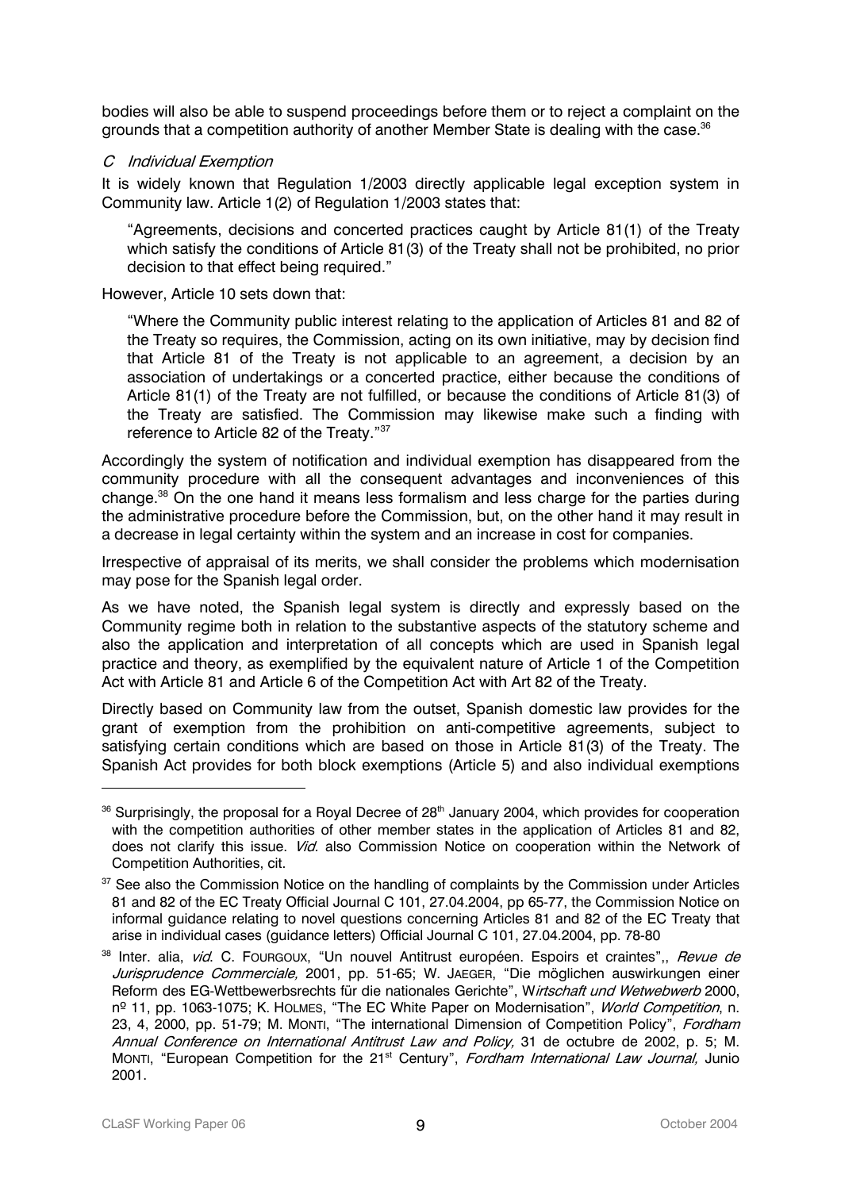bodies will also be able to suspend proceedings before them or to reject a complaint on the grounds that a competition authority of another Member State is dealing with the case.[36]

### *C Individual Exemption*

It is widely known that Regulation 1/2003 directly applicable legal exception system in Community law. Article 1(2) of Regulation 1/2003 states that:

> "Agreements, decisions and concerted practices caught by Article 81(1) of the Treaty which satisfy the conditions of Article 81(3) of the Treaty shall not be prohibited, no prior decision to that effect being required."

However, Article 10 sets down that:

> "Where the Community public interest relating to the application of Articles 81 and 82 of the Treaty so requires, the Commission, acting on its own initiative, may by decision find that Article 81 of the Treaty is not applicable to an agreement, a decision by an association of undertakings or a concerted practice, either because the conditions of Article 81(1) of the Treaty are not fulfilled, or because the conditions of Article 81(3) of the Treaty are satisfied. The Commission may likewise make such a finding with reference to Article 82 of the Treaty."[37]

Accordingly the system of notification and individual exemption has disappeared from the community procedure with all the consequent advantages and inconveniences of this change.[38] On the one hand it means less formalism and less charge for the parties during the administrative procedure before the Commission, but, on the other hand it may result in a decrease in legal certainty within the system and an increase in cost for companies.

Irrespective of appraisal of its merits, we shall consider the problems which modernisation may pose for the Spanish legal order.

As we have noted, the Spanish legal system is directly and expressly based on the Community regime both in relation to the substantive aspects of the statutory scheme and also the application and interpretation of all concepts which are used in Spanish legal practice and theory, as exemplified by the equivalent nature of Article 1 of the Competition Act with Article 81 and Article 6 of the Competition Act with Art 82 of the Treaty.

Directly based on Community law from the outset, Spanish domestic law provides for the grant of exemption from the prohibition on anti-competitive agreements, subject to satisfying certain conditions which are based on those in Article 81(3) of the Treaty. The Spanish Act provides for both block exemptions (Article 5) and also individual exemptions

---

[36] Surprisingly, the proposal for a Royal Decree of 28th January 2004, which provides for cooperation with the competition authorities of other member states in the application of Articles 81 and 82, does not clarify this issue. *Vid.* also Commission Notice on cooperation within the Network of Competition Authorities, cit.

[37] See also the Commission Notice on the handling of complaints by the Commission under Articles 81 and 82 of the EC Treaty Official Journal C 101, 27.04.2004, pp 65-77, the Commission Notice on informal guidance relating to novel questions concerning Articles 81 and 82 of the EC Treaty that arise in individual cases (guidance letters) Official Journal C 101, 27.04.2004, pp. 78-80

[38] Inter. alia, *vid.* C. FOURGOUX, "Un nouvel Antitrust européen. Espoirs et craintes",, *Revue de Jurisprudence Commerciale,* 2001, pp. 51-65; W. JAEGER, "Die möglichen auswirkungen einer Reform des EG-Wettbewerbsrechts für die nationales Gerichte", W*irtschaft und Wetwebwerb* 2000, nº 11, pp. 1063-1075; K. HOLMES, "The EC White Paper on Modernisation", *World Competition*, n. 23, 4, 2000, pp. 51-79; M. MONTI, "The international Dimension of Competition Policy", *Fordham Annual Conference on International Antitrust Law and Policy,* 31 de octubre de 2002, p. 5; M. MONTI, "European Competition for the 21st Century", *Fordham International Law Journal,* Junio 2001.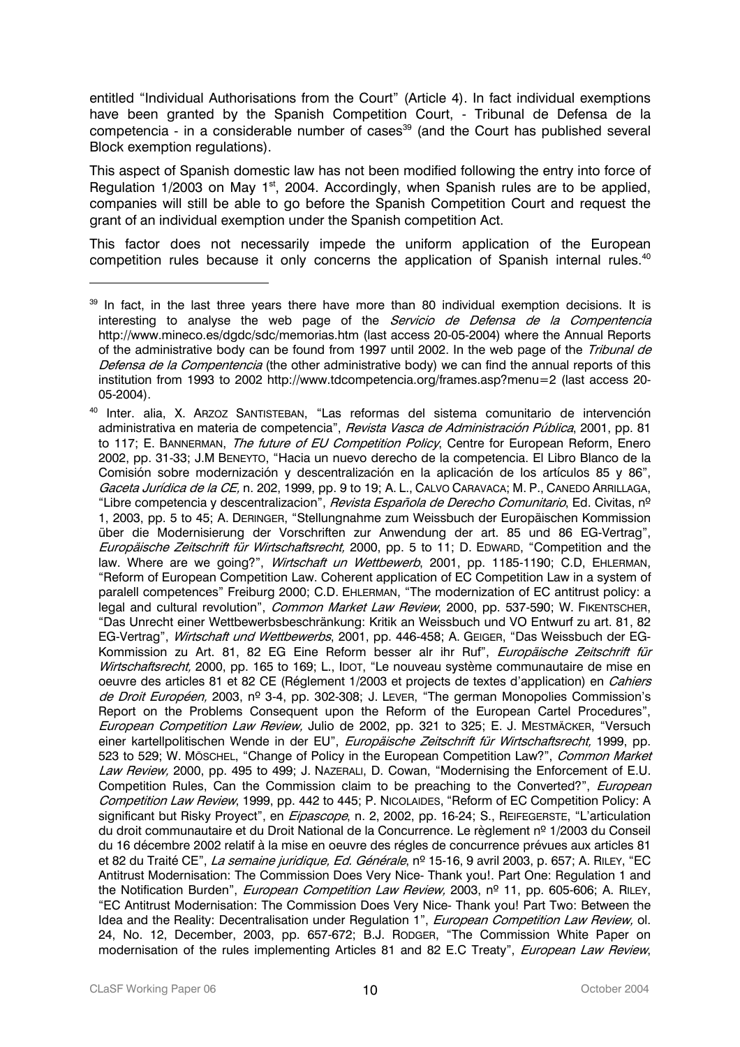entitled "Individual Authorisations from the Court" (Article 4). In fact individual exemptions have been granted by the Spanish Competition Court, - Tribunal de Defensa de la competencia - in a considerable number of cases[39] (and the Court has published several Block exemption regulations).

This aspect of Spanish domestic law has not been modified following the entry into force of Regulation 1/2003 on May 1st, 2004. Accordingly, when Spanish rules are to be applied, companies will still be able to go before the Spanish Competition Court and request the grant of an individual exemption under the Spanish competition Act.

This factor does not necessarily impede the uniform application of the European competition rules because it only concerns the application of Spanish internal rules.[40]

---

[39] In fact, in the last three years there have more than 80 individual exemption decisions. It is interesting to analyse the web page of the *Servicio de Defensa de la Compentencia* http://www.mineco.es/dgdc/sdc/memorias.htm (last access 20-05-2004) where the Annual Reports of the administrative body can be found from 1997 until 2002. In the web page of the *Tribunal de Defensa de la Compentencia* (the other administrative body) we can find the annual reports of this institution from 1993 to 2002 http://www.tdcompetencia.org/frames.asp?menu=2 (last access 20-05-2004).

[40] Inter. alia, X. ARZOZ SANTISTEBAN, "Las reformas del sistema comunitario de intervención administrativa en materia de competencia", *Revista Vasca de Administración Pública*, 2001, pp. 81 to 117; E. BANNERMAN, *The future of EU Competition Policy*, Centre for European Reform, Enero 2002, pp. 31-33; J.M BENEYTO, "Hacia un nuevo derecho de la competencia. El Libro Blanco de la Comisión sobre modernización y descentralización en la aplicación de los artículos 85 y 86", *Gaceta Jurídica de la CE,* n. 202, 1999, pp. 9 to 19; A. L., CALVO CARAVACA; M. P., CANEDO ARRILLAGA, "Libre competencia y descentralizacion", *Revista Española de Derecho Comunitario*, Ed. Civitas, nº 1, 2003, pp. 5 to 45; A. DERINGER, "Stellungnahme zum Weissbuch der Europäischen Kommission über die Modernisierung der Vorschriften zur Anwendung der art. 85 und 86 EG-Vertrag", *Europäische Zeitschrift für Wirtschaftsrecht,* 2000, pp. 5 to 11; D. EDWARD, "Competition and the law. Where are we going?", *Wirtschaft un Wettbewerb*, 2001, pp. 1185-1190; C.D, EHLERMAN, "Reform of European Competition Law. Coherent application of EC Competition Law in a system of paralell competences" Freiburg 2000; C.D. EHLERMAN, "The modernization of EC antitrust policy: a legal and cultural revolution", *Common Market Law Review*, 2000, pp. 537-590; W. FIKENTSCHER, "Das Unrecht einer Wettbewerbsbeschränkung: Kritik an Weissbuch und VO Entwurf zu art. 81, 82 EG-Vertrag", *Wirtschaft und Wettbewerbs*, 2001, pp. 446-458; A. GEIGER, "Das Weissbuch der EG-Kommission zu Art. 81, 82 EG Eine Reform besser alr ihr Ruf", *Europäische Zeitschrift für Wirtschaftsrecht,* 2000, pp. 165 to 169; L., IDOT, "Le nouveau système communautaire de mise en oeuvre des articles 81 et 82 CE (Réglement 1/2003 et projects de textes d'application) en *Cahiers de Droit Européen,* 2003, nº 3-4, pp. 302-308; J. LEVER, "The german Monopolies Commission's Report on the Problems Consequent upon the Reform of the European Cartel Procedures", *European Competition Law Review,* Julio de 2002, pp. 321 to 325; E. J. MESTMÄCKER, "Versuch einer kartellpolitischen Wende in der EU", *Europäische Zeitschrift für Wirtschaftsrecht,* 1999, pp. 523 to 529; W. MÖSCHEL, "Change of Policy in the European Competition Law?", *Common Market Law Review,* 2000, pp. 495 to 499; J. NAZERALI, D. Cowan, "Modernising the Enforcement of E.U. Competition Rules, Can the Commission claim to be preaching to the Converted?", *European Competition Law Review*, 1999, pp. 442 to 445; P. NICOLAIDES, "Reform of EC Competition Policy: A significant but Risky Proyect", en *Eipascope*, n. 2, 2002, pp. 16-24; S., REIFEGERSTE, "L'articulation du droit communautaire et du Droit National de la Concurrence. Le règlement nº 1/2003 du Conseil du 16 décembre 2002 relatif à la mise en oeuvre des régles de concurrence prévues aux articles 81 et 82 du Traité CE", *La semaine juridique, Ed. Générale*, nº 15-16, 9 avril 2003, p. 657; A. RILEY, "EC Antitrust Modernisation: The Commission Does Very Nice- Thank you!. Part One: Regulation 1 and the Notification Burden", *European Competition Law Review,* 2003, nº 11, pp. 605-606; A. RILEY, "EC Antitrust Modernisation: The Commission Does Very Nice- Thank you! Part Two: Between the Idea and the Reality: Decentralisation under Regulation 1", *European Competition Law Review,* ol. 24, No. 12, December, 2003, pp. 657-672; B.J. RODGER, "The Commission White Paper on modernisation of the rules implementing Articles 81 and 82 E.C Treaty", *European Law Review*,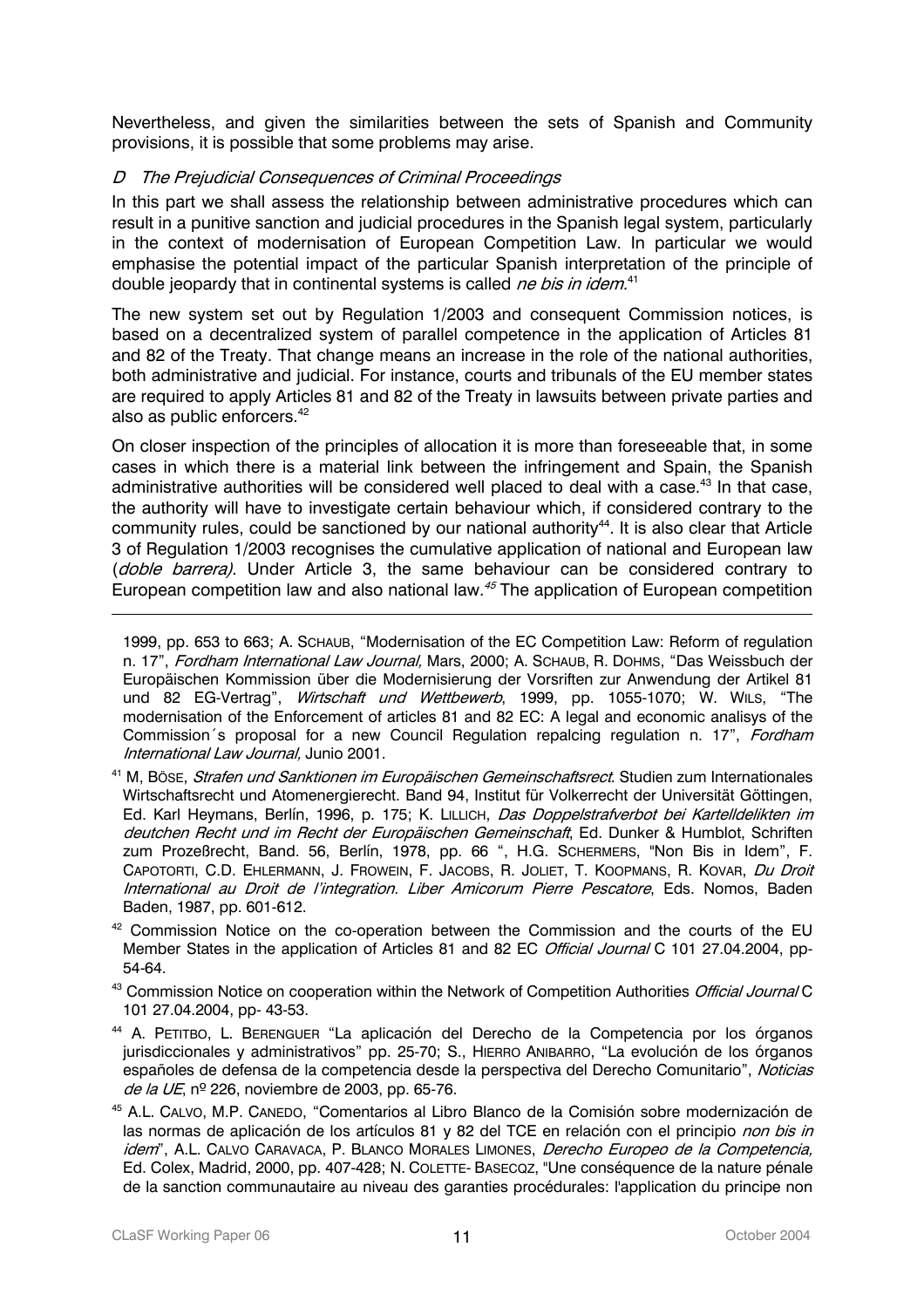Nevertheless, and given the similarities between the sets of Spanish and Community provisions, it is possible that some problems may arise.

### *D The Prejudicial Consequences of Criminal Proceedings*

In this part we shall assess the relationship between administrative procedures which can result in a punitive sanction and judicial procedures in the Spanish legal system, particularly in the context of modernisation of European Competition Law. In particular we would emphasise the potential impact of the particular Spanish interpretation of the principle of double jeopardy that in continental systems is called *ne bis in idem*.[41]

The new system set out by Regulation 1/2003 and consequent Commission notices, is based on a decentralized system of parallel competence in the application of Articles 81 and 82 of the Treaty. That change means an increase in the role of the national authorities, both administrative and judicial. For instance, courts and tribunals of the EU member states are required to apply Articles 81 and 82 of the Treaty in lawsuits between private parties and also as public enforcers.[42]

On closer inspection of the principles of allocation it is more than foreseeable that, in some cases in which there is a material link between the infringement and Spain, the Spanish administrative authorities will be considered well placed to deal with a case.[43] In that case, the authority will have to investigate certain behaviour which, if considered contrary to the community rules, could be sanctioned by our national authority[44]. It is also clear that Article 3 of Regulation 1/2003 recognises the cumulative application of national and European law (*doble barrera)*. Under Article 3, the same behaviour can be considered contrary to European competition law and also national law.[45] The application of European competition

---

1999, pp. 653 to 663; A. SCHAUB, "Modernisation of the EC Competition Law: Reform of regulation n. 17", *Fordham International Law Journal,* Mars, 2000; A. SCHAUB, R. DOHMS, "Das Weissbuch der Europäischen Kommission über die Modernisierung der Vorsriften zur Anwendung der Artikel 81 und 82 EG-Vertrag", *Wirtschaft und Wettbewerb*, 1999, pp. 1055-1070; W. WILS, "The modernisation of the Enforcement of articles 81 and 82 EC: A legal and economic analisys of the Commission´s proposal for a new Council Regulation repalcing regulation n. 17", *Fordham International Law Journal,* Junio 2001.

[41] M, BÖSE, *Strafen und Sanktionen im Europäischen Gemeinschaftsrect*. Studien zum Internationales Wirtschaftsrecht und Atomenergierecht. Band 94, Institut für Volkerrecht der Universität Göttingen, Ed. Karl Heymans, Berlín, 1996, p. 175; K. LILLICH, *Das Doppelstrafverbot bei Kartelldelikten im deutchen Recht und im Recht der Europäischen Gemeinschaft*, Ed. Dunker & Humblot, Schriften zum Prozeßrecht, Band. 56, Berlín, 1978, pp. 66 ", H.G. SCHERMERS, "Non Bis in Idem", F. CAPOTORTI, C.D. EHLERMANN, J. FROWEIN, F. JACOBS, R. JOLIET, T. KOOPMANS, R. KOVAR, *Du Droit International au Droit de l'integration. Liber Amicorum Pierre Pescatore*, Eds. Nomos, Baden Baden, 1987, pp. 601-612.

[42] Commission Notice on the co-operation between the Commission and the courts of the EU Member States in the application of Articles 81 and 82 EC *Official Journal* C 101 27.04.2004, pp- 54-64.

[43] Commission Notice on cooperation within the Network of Competition Authorities *Official Journal* C 101 27.04.2004, pp- 43-53.

[44] A. PETITBO, L. BERENGUER "La aplicación del Derecho de la Competencia por los órganos jurisdiccionales y administrativos" pp. 25-70; S., HIERRO ANIBARRO, "La evolución de los órganos españoles de defensa de la competencia desde la perspectiva del Derecho Comunitario", *Noticias de la UE*, nº 226, noviembre de 2003, pp. 65-76.

[45] A.L. CALVO, M.P. CANEDO, "Comentarios al Libro Blanco de la Comisión sobre modernización de las normas de aplicación de los artículos 81 y 82 del TCE en relación con el principio *non bis in idem*", A.L. CALVO CARAVACA, P. BLANCO MORALES LIMONES, *Derecho Europeo de la Competencia,* Ed. Colex, Madrid, 2000, pp. 407-428; N. COLETTE- BASECQZ, "Une conséquence de la nature pénale de la sanction communautaire au niveau des garanties procédurales: l'application du principe non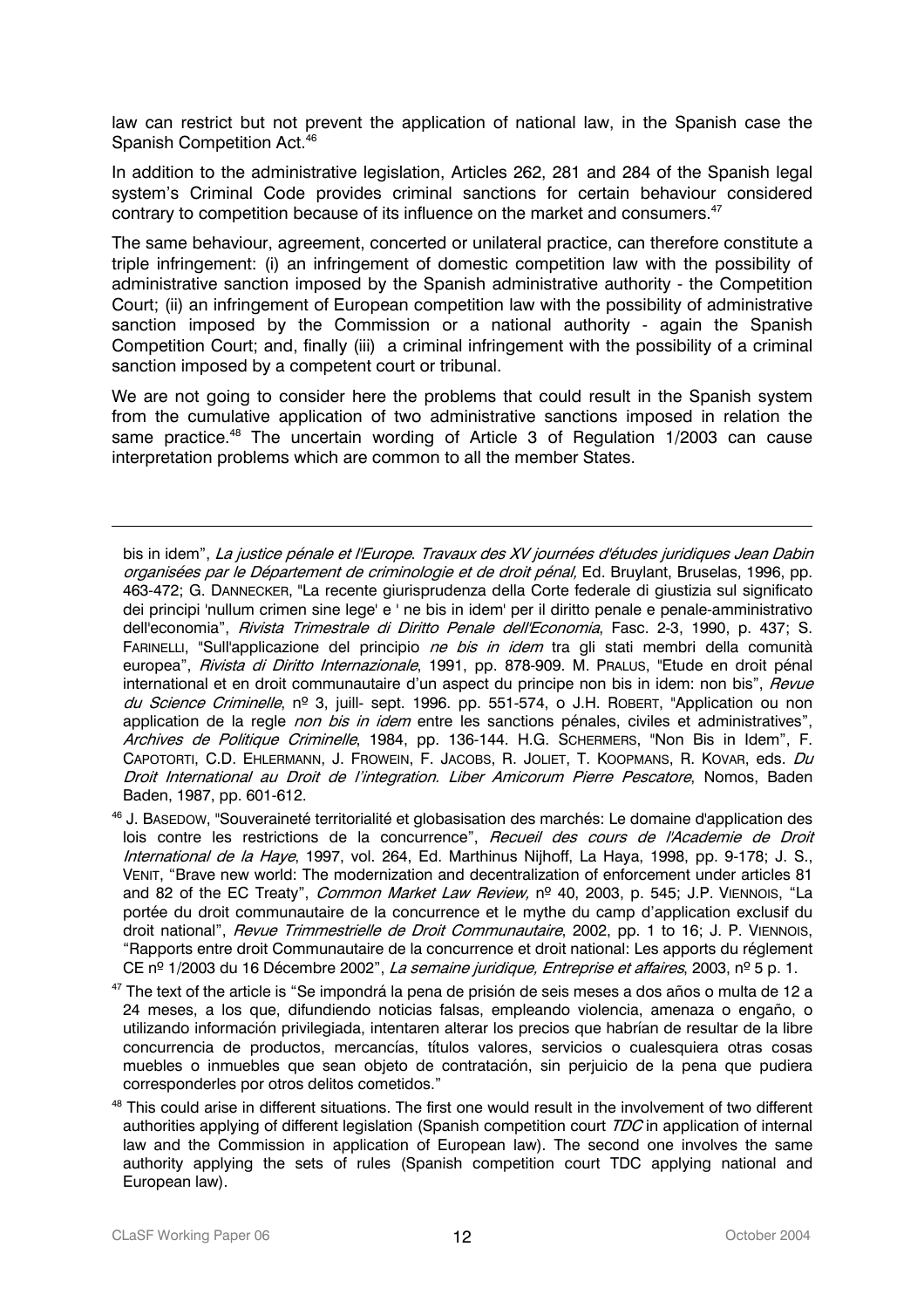law can restrict but not prevent the application of national law, in the Spanish case the Spanish Competition Act.[46]

In addition to the administrative legislation, Articles 262, 281 and 284 of the Spanish legal system's Criminal Code provides criminal sanctions for certain behaviour considered contrary to competition because of its influence on the market and consumers.[47]

The same behaviour, agreement, concerted or unilateral practice, can therefore constitute a triple infringement: (i) an infringement of domestic competition law with the possibility of administrative sanction imposed by the Spanish administrative authority - the Competition Court; (ii) an infringement of European competition law with the possibility of administrative sanction imposed by the Commission or a national authority - again the Spanish Competition Court; and, finally (iii) a criminal infringement with the possibility of a criminal sanction imposed by a competent court or tribunal.

We are not going to consider here the problems that could result in the Spanish system from the cumulative application of two administrative sanctions imposed in relation the same practice.[48] The uncertain wording of Article 3 of Regulation 1/2003 can cause interpretation problems which are common to all the member States.

---

bis in idem", *La justice pénale et l'Europe. Travaux des XV journées d'études juridiques Jean Dabin organisées par le Département de criminologie et de droit pénal,* Ed. Bruylant, Bruselas, 1996, pp. 463-472; G. Dannecker, "La recente giurisprudenza della Corte federale di giustizia sul significato dei principi 'nullum crimen sine lege' e ' ne bis in idem' per il diritto penale e penale-amministrativo dell'economia", *Rivista Trimestrale di Diritto Penale dell'Economia*, Fasc. 2-3, 1990, p. 437; S. Farinelli, "Sull'applicazione del principio *ne bis in idem* tra gli stati membri della comunità europea", *Rivista di Diritto Internazionale*, 1991, pp. 878-909. M. Pralus, "Etude en droit pénal international et en droit communautaire d'un aspect du principe non bis in idem: non bis", *Revue du Science Criminelle*, nº 3, juill- sept. 1996. pp. 551-574, o J.H. Robert, "Application ou non application de la regle *non bis in idem* entre les sanctions pénales, civiles et administratives", *Archives de Politique Criminelle*, 1984, pp. 136-144. H.G. Schermers, "Non Bis in Idem", F. Capotorti, C.D. Ehlermann, J. Frowein, F. Jacobs, R. Joliet, T. Koopmans, R. Kovar, eds. *Du Droit International au Droit de l'integration. Liber Amicorum Pierre Pescatore*, Nomos, Baden Baden, 1987, pp. 601-612.

[46] J. Basedow, "Souveraineté territorialité et globasisation des marchés: Le domaine d'application des lois contre les restrictions de la concurrence", *Recueil des cours de l'Academie de Droit International de la Haye*, 1997, vol. 264, Ed. Marthinus Nijhoff, La Haya, 1998, pp. 9-178; J. S., Venit, "Brave new world: The modernization and decentralization of enforcement under articles 81 and 82 of the EC Treaty", *Common Market Law Review,* nº 40, 2003, p. 545; J.P. Viennois, "La portée du droit communautaire de la concurrence et le mythe du camp d'application exclusif du droit national", *Revue Trimmestrielle de Droit Communautaire*, 2002, pp. 1 to 16; J. P. Viennois, "Rapports entre droit Communautaire de la concurrence et droit national: Les apports du réglement CE nº 1/2003 du 16 Décembre 2002", *La semaine juridique, Entreprise et affaires*, 2003, nº 5 p. 1.

[47] The text of the article is "Se impondrá la pena de prisión de seis meses a dos años o multa de 12 a 24 meses, a los que, difundiendo noticias falsas, empleando violencia, amenaza o engaño, o utilizando información privilegiada, intentaren alterar los precios que habrían de resultar de la libre concurrencia de productos, mercancías, títulos valores, servicios o cualesquiera otras cosas muebles o inmuebles que sean objeto de contratación, sin perjuicio de la pena que pudiera corresponderles por otros delitos cometidos."

[48] This could arise in different situations. The first one would result in the involvement of two different authorities applying of different legislation (Spanish competition court *TDC* in application of internal law and the Commission in application of European law). The second one involves the same authority applying the sets of rules (Spanish competition court TDC applying national and European law).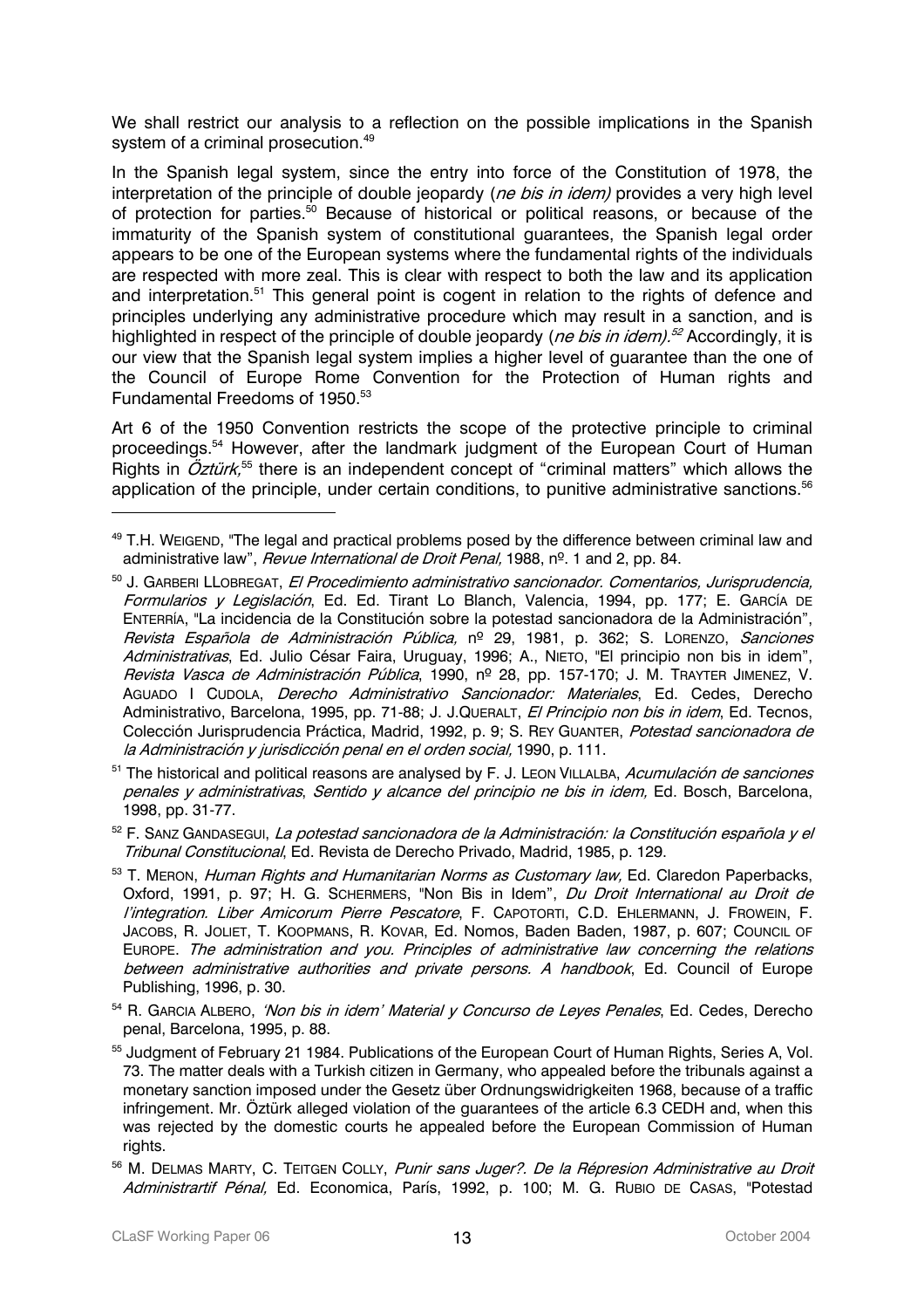We shall restrict our analysis to a reflection on the possible implications in the Spanish system of a criminal prosecution.[49]

In the Spanish legal system, since the entry into force of the Constitution of 1978, the interpretation of the principle of double jeopardy (*ne bis in idem)* provides a very high level of protection for parties.[50] Because of historical or political reasons, or because of the immaturity of the Spanish system of constitutional guarantees, the Spanish legal order appears to be one of the European systems where the fundamental rights of the individuals are respected with more zeal. This is clear with respect to both the law and its application and interpretation.[51] This general point is cogent in relation to the rights of defence and principles underlying any administrative procedure which may result in a sanction, and is highlighted in respect of the principle of double jeopardy (*ne bis in idem).*[52] Accordingly, it is our view that the Spanish legal system implies a higher level of guarantee than the one of the Council of Europe Rome Convention for the Protection of Human rights and Fundamental Freedoms of 1950.[53]

Art 6 of the 1950 Convention restricts the scope of the protective principle to criminal proceedings.[54] However, after the landmark judgment of the European Court of Human Rights in *Öztürk,*[55] there is an independent concept of "criminal matters" which allows the application of the principle, under certain conditions, to punitive administrative sanctions.[56]

---

[49] T.H. WEIGEND, "The legal and practical problems posed by the difference between criminal law and administrative law", *Revue International de Droit Penal,* 1988, nº. 1 and 2, pp. 84.

[50] J. GARBERI LLOBREGAT, *El Procedimiento administrativo sancionador. Comentarios, Jurisprudencia, Formularios y Legislación*, Ed. Ed. Tirant Lo Blanch, Valencia, 1994, pp. 177; E. GARCÍA DE ENTERRÍA, "La incidencia de la Constitución sobre la potestad sancionadora de la Administración", *Revista Española de Administración Pública,* nº 29, 1981, p. 362; S. LORENZO, *Sanciones Administrativas*, Ed. Julio César Faira, Uruguay, 1996; A., NIETO, "El principio non bis in idem", *Revista Vasca de Administración Pública*, 1990, nº 28, pp. 157-170; J. M. TRAYTER JIMENEZ, V. AGUADO I CUDOLA, *Derecho Administrativo Sancionador: Materiales*, Ed. Cedes, Derecho Administrativo, Barcelona, 1995, pp. 71-88; J. J.QUERALT, *El Principio non bis in idem*, Ed. Tecnos, Colección Jurisprudencia Práctica, Madrid, 1992, p. 9; S. REY GUANTER, *Potestad sancionadora de la Administración y jurisdicción penal en el orden social,* 1990, p. 111.

[51] The historical and political reasons are analysed by F. J. LEON VILLALBA, *Acumulación de sanciones penales y administrativas*, *Sentido y alcance del principio ne bis in idem,* Ed. Bosch, Barcelona, 1998, pp. 31-77.

[52] F. SANZ GANDASEGUI, *La potestad sancionadora de la Administración: la Constitución española y el Tribunal Constitucional*, Ed. Revista de Derecho Privado, Madrid, 1985, p. 129.

[53] T. MERON, *Human Rights and Humanitarian Norms as Customary law,* Ed. Claredon Paperbacks, Oxford, 1991, p. 97; H. G. SCHERMERS, "Non Bis in Idem", *Du Droit International au Droit de l'integration. Liber Amicorum Pierre Pescatore*, F. CAPOTORTI, C.D. EHLERMANN, J. FROWEIN, F. JACOBS, R. JOLIET, T. KOOPMANS, R. KOVAR, Ed. Nomos, Baden Baden, 1987, p. 607; COUNCIL OF EUROPE. *The administration and you. Principles of administrative law concerning the relations between administrative authorities and private persons. A handbook*, Ed. Council of Europe Publishing, 1996, p. 30.

[54] R. GARCIA ALBERO, *'Non bis in idem' Material y Concurso de Leyes Penales*, Ed. Cedes, Derecho penal, Barcelona, 1995, p. 88.

[55] Judgment of February 21 1984. Publications of the European Court of Human Rights, Series A, Vol. 73. The matter deals with a Turkish citizen in Germany, who appealed before the tribunals against a monetary sanction imposed under the Gesetz über Ordnungswidrigkeiten 1968, because of a traffic infringement. Mr. Öztürk alleged violation of the guarantees of the article 6.3 CEDH and, when this was rejected by the domestic courts he appealed before the European Commission of Human rights.

[56] M. DELMAS MARTY, C. TEITGEN COLLY, *Punir sans Juger?. De la Répresion Administrative au Droit Administrartif Pénal,* Ed. Economica, París, 1992, p. 100; M. G. RUBIO DE CASAS, "Potestad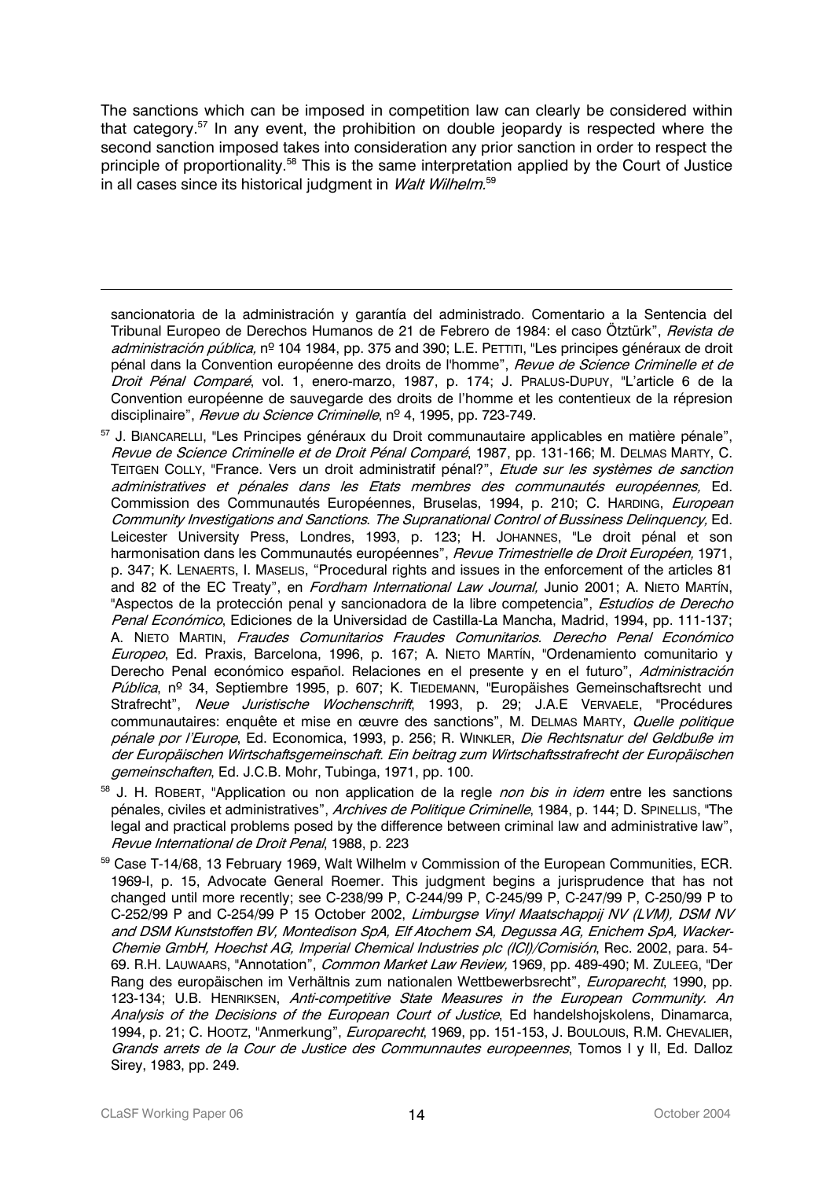The sanctions which can be imposed in competition law can clearly be considered within that category.[57] In any event, the prohibition on double jeopardy is respected where the second sanction imposed takes into consideration any prior sanction in order to respect the principle of proportionality.[58] This is the same interpretation applied by the Court of Justice in all cases since its historical judgment in *Walt Wilhelm*.[59]

---

sancionatoria de la administración y garantía del administrado. Comentario a la Sentencia del Tribunal Europeo de Derechos Humanos de 21 de Febrero de 1984: el caso Ötztürk", *Revista de administración pública,* nº 104 1984, pp. 375 and 390; L.E. PETTITI, "Les principes généraux de droit pénal dans la Convention européenne des droits de l'homme", *Revue de Science Criminelle et de Droit Pénal Comparé*, vol. 1, enero-marzo, 1987, p. 174; J. PRALUS-DUPUY, "L'article 6 de la Convention européenne de sauvegarde des droits de l'homme et les contentieux de la répresion disciplinaire", *Revue du Science Criminelle*, nº 4, 1995, pp. 723-749.

[57] J. BIANCARELLI, "Les Principes généraux du Droit communautaire applicables en matière pénale", *Revue de Science Criminelle et de Droit Pénal Comparé*, 1987, pp. 131-166; M. DELMAS MARTY, C. TEITGEN COLLY, "France. Vers un droit administratif pénal?", *Etude sur les systèmes de sanction administratives et pénales dans les Etats membres des communautés européennes,* Ed. Commission des Communautés Européennes, Bruselas, 1994, p. 210; C. HARDING, *European Community Investigations and Sanctions. The Supranational Control of Bussiness Delinquency,* Ed. Leicester University Press, Londres, 1993, p. 123; H. JOHANNES, "Le droit pénal et son harmonisation dans les Communautés européennes", *Revue Trimestrielle de Droit Européen,* 1971, p. 347; K. LENAERTS, I. MASELIS, "Procedural rights and issues in the enforcement of the articles 81 and 82 of the EC Treaty", en *Fordham International Law Journal,* Junio 2001; A. NIETO MARTÍN, "Aspectos de la protección penal y sancionadora de la libre competencia", *Estudios de Derecho Penal Económico*, Ediciones de la Universidad de Castilla-La Mancha, Madrid, 1994, pp. 111-137; A. NIETO MARTIN, *Fraudes Comunitarios Fraudes Comunitarios. Derecho Penal Económico Europeo*, Ed. Praxis, Barcelona, 1996, p. 167; A. NIETO MARTÍN, "Ordenamiento comunitario y Derecho Penal económico español. Relaciones en el presente y en el futuro", *Administración Pública*, nº 34, Septiembre 1995, p. 607; K. TIEDEMANN, "Europäishes Gemeinschaftsrecht und Strafrecht", *Neue Juristische Wochenschrift*, 1993, p. 29; J.A.E VERVAELE, "Procédures communautaires: enquête et mise en œuvre des sanctions", M. DELMAS MARTY, *Quelle politique pénale por l'Europe*, Ed. Economica, 1993, p. 256; R. WINKLER, *Die Rechtsnatur del Geldbuße im der Europäischen Wirtschaftsgemeinschaft. Ein beitrag zum Wirtschaftsstrafrecht der Europäischen gemeinschaften*, Ed. J.C.B. Mohr, Tubinga, 1971, p. 100.

[58] J. H. ROBERT, "Application ou non application de la regle *non bis in idem* entre les sanctions pénales, civiles et administratives", *Archives de Politique Criminelle*, 1984, p. 144; D. SPINELLIS, "The legal and practical problems posed by the difference between criminal law and administrative law", *Revue International de Droit Penal*, 1988, p. 223

[59] Case T-14/68, 13 February 1969, Walt Wilhelm v Commission of the European Communities, ECR. 1969-I, p. 15, Advocate General Roemer. This judgment begins a jurisprudence that has not changed until more recently; see C-238/99 P, C-244/99 P, C-245/99 P, C-247/99 P, C-250/99 P to C-252/99 P and C-254/99 P 15 October 2002, *Limburgse Vinyl Maatschappij NV (LVM), DSM NV and DSM Kunststoffen BV, Montedison SpA, Elf Atochem SA, Degussa AG, Enichem SpA, Wacker-Chemie GmbH, Hoechst AG, Imperial Chemical Industries plc (ICI)/Comisión*, Rec. 2002, para. 54-69. R.H. LAUWAARS, "Annotation", *Common Market Law Review,* 1969, pp. 489-490; M. ZULEEG, "Der Rang des europäischen im Verhältnis zum nationalen Wettbewerbsrecht", *Europarecht*, 1990, pp. 123-134; U.B. HENRIKSEN, *Anti-competitive State Measures in the European Community. An Analysis of the Decisions of the European Court of Justice*, Ed handelshojskolens, Dinamarca, 1994, p. 21; C. HOOTZ, "Anmerkung", *Europarecht*, 1969, pp. 151-153, J. BOULOUIS, R.M. CHEVALIER, *Grands arrets de la Cour de Justice des Communnautes europeennes*, Tomos I y II, Ed. Dalloz Sirey, 1983, pp. 249.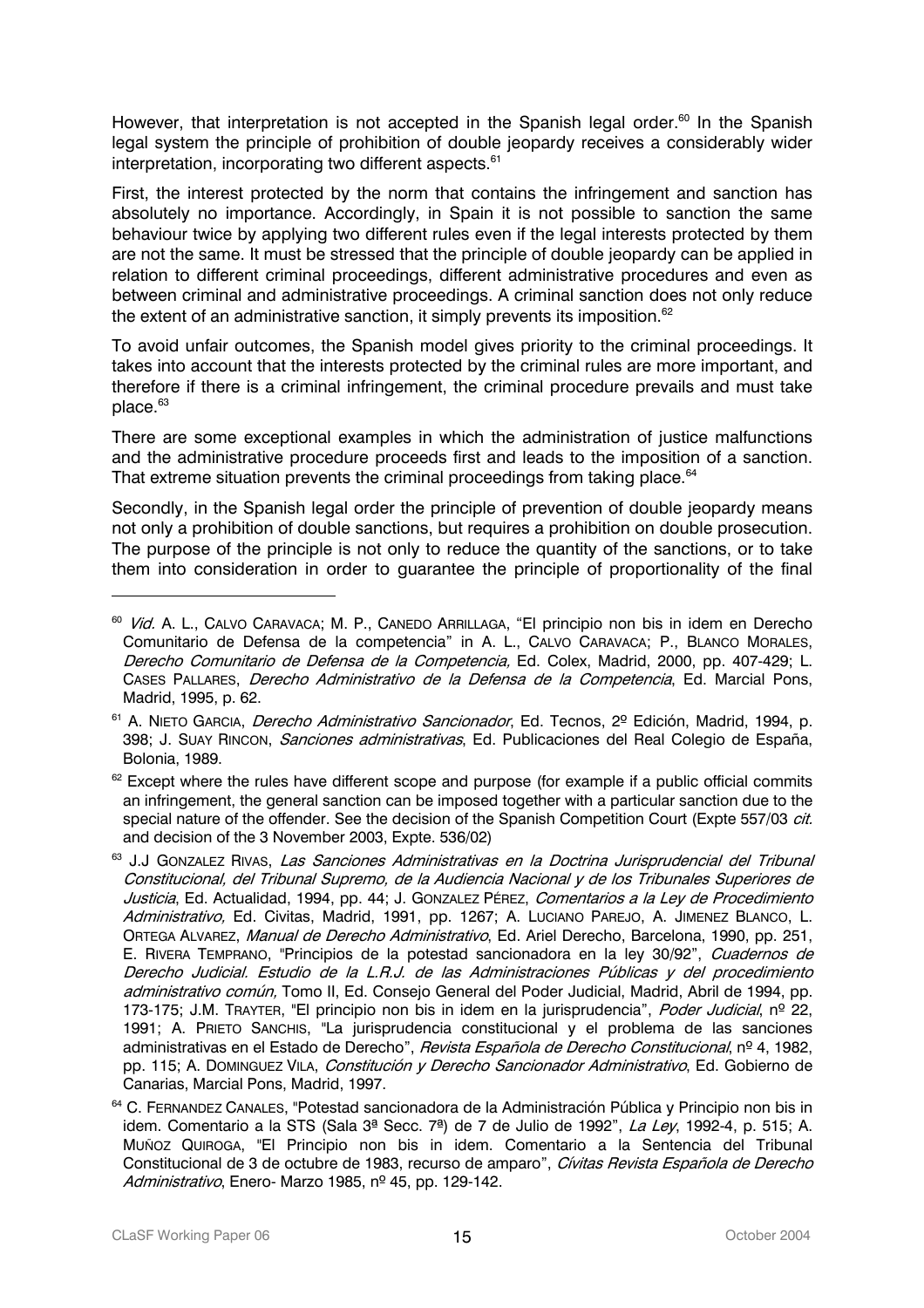However, that interpretation is not accepted in the Spanish legal order.[60] In the Spanish legal system the principle of prohibition of double jeopardy receives a considerably wider interpretation, incorporating two different aspects.[61]

First, the interest protected by the norm that contains the infringement and sanction has absolutely no importance. Accordingly, in Spain it is not possible to sanction the same behaviour twice by applying two different rules even if the legal interests protected by them are not the same. It must be stressed that the principle of double jeopardy can be applied in relation to different criminal proceedings, different administrative procedures and even as between criminal and administrative proceedings. A criminal sanction does not only reduce the extent of an administrative sanction, it simply prevents its imposition.[62]

To avoid unfair outcomes, the Spanish model gives priority to the criminal proceedings. It takes into account that the interests protected by the criminal rules are more important, and therefore if there is a criminal infringement, the criminal procedure prevails and must take place.[63]

There are some exceptional examples in which the administration of justice malfunctions and the administrative procedure proceeds first and leads to the imposition of a sanction. That extreme situation prevents the criminal proceedings from taking place.[64]

Secondly, in the Spanish legal order the principle of prevention of double jeopardy means not only a prohibition of double sanctions, but requires a prohibition on double prosecution. The purpose of the principle is not only to reduce the quantity of the sanctions, or to take them into consideration in order to guarantee the principle of proportionality of the final

---

[60] *Vid.* A. L., CALVO CARAVACA; M. P., CANEDO ARRILLAGA, "El principio non bis in idem en Derecho Comunitario de Defensa de la competencia" in A. L., CALVO CARAVACA; P., BLANCO MORALES, *Derecho Comunitario de Defensa de la Competencia,* Ed. Colex, Madrid, 2000, pp. 407-429; L. CASES PALLARES, *Derecho Administrativo de la Defensa de la Competencia*, Ed. Marcial Pons, Madrid, 1995, p. 62.

[61] A. NIETO GARCIA, *Derecho Administrativo Sancionador*, Ed. Tecnos, 2º Edición, Madrid, 1994, p. 398; J. SUAY RINCON, *Sanciones administrativas*, Ed. Publicaciones del Real Colegio de España, Bolonia, 1989.

[62] Except where the rules have different scope and purpose (for example if a public official commits an infringement, the general sanction can be imposed together with a particular sanction due to the special nature of the offender. See the decision of the Spanish Competition Court (Expte 557/03 *cit.* and decision of the 3 November 2003, Expte. 536/02)

[63] J.J GONZALEZ RIVAS, *Las Sanciones Administrativas en la Doctrina Jurisprudencial del Tribunal Constitucional, del Tribunal Supremo, de la Audiencia Nacional y de los Tribunales Superiores de Justicia*, Ed. Actualidad, 1994, pp. 44; J. GONZALEZ PÉREZ, *Comentarios a la Ley de Procedimiento Administrativo,* Ed. Civitas, Madrid, 1991, pp. 1267; A. LUCIANO PAREJO, A. JIMENEZ BLANCO, L. ORTEGA ALVAREZ, *Manual de Derecho Administrativo*, Ed. Ariel Derecho, Barcelona, 1990, pp. 251, E. RIVERA TEMPRANO, "Principios de la potestad sancionadora en la ley 30/92", *Cuadernos de Derecho Judicial. Estudio de la L.R.J. de las Administraciones Públicas y del procedimiento administrativo común,* Tomo II, Ed. Consejo General del Poder Judicial, Madrid, Abril de 1994, pp. 173-175; J.M. TRAYTER, "El principio non bis in idem en la jurisprudencia", *Poder Judicial*, nº 22, 1991; A. PRIETO SANCHIS, "La jurisprudencia constitucional y el problema de las sanciones administrativas en el Estado de Derecho", *Revista Española de Derecho Constitucional*, nº 4, 1982, pp. 115; A. DOMINGUEZ VILA, *Constitución y Derecho Sancionador Administrativo*, Ed. Gobierno de Canarias, Marcial Pons, Madrid, 1997.

[64] C. FERNANDEZ CANALES, "Potestad sancionadora de la Administración Pública y Principio non bis in idem. Comentario a la STS (Sala 3ª Secc. 7ª) de 7 de Julio de 1992", *La Ley*, 1992-4, p. 515; A. MUÑOZ QUIROGA, "El Principio non bis in idem. Comentario a la Sentencia del Tribunal Constitucional de 3 de octubre de 1983, recurso de amparo", *Cívitas Revista Española de Derecho Administrativo*, Enero- Marzo 1985, nº 45, pp. 129-142.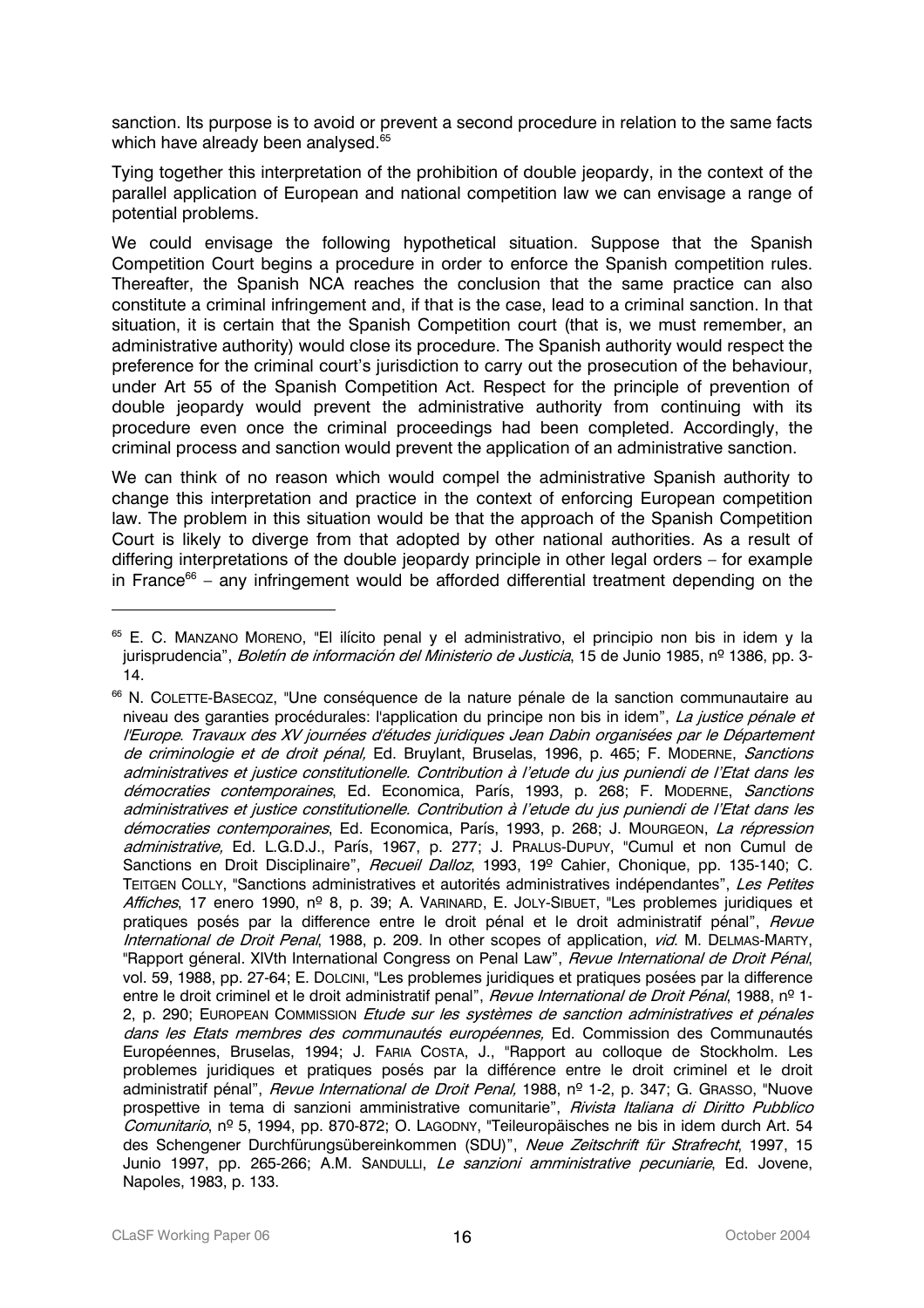sanction. Its purpose is to avoid or prevent a second procedure in relation to the same facts which have already been analysed.[65]

Tying together this interpretation of the prohibition of double jeopardy, in the context of the parallel application of European and national competition law we can envisage a range of potential problems.

We could envisage the following hypothetical situation. Suppose that the Spanish Competition Court begins a procedure in order to enforce the Spanish competition rules. Thereafter, the Spanish NCA reaches the conclusion that the same practice can also constitute a criminal infringement and, if that is the case, lead to a criminal sanction. In that situation, it is certain that the Spanish Competition court (that is, we must remember, an administrative authority) would close its procedure. The Spanish authority would respect the preference for the criminal court's jurisdiction to carry out the prosecution of the behaviour, under Art 55 of the Spanish Competition Act. Respect for the principle of prevention of double jeopardy would prevent the administrative authority from continuing with its procedure even once the criminal proceedings had been completed. Accordingly, the criminal process and sanction would prevent the application of an administrative sanction.

We can think of no reason which would compel the administrative Spanish authority to change this interpretation and practice in the context of enforcing European competition law. The problem in this situation would be that the approach of the Spanish Competition Court is likely to diverge from that adopted by other national authorities. As a result of differing interpretations of the double jeopardy principle in other legal orders – for example in France[66] – any infringement would be afforded differential treatment depending on the

---

[65] E. C. MANZANO MORENO, "El ilícito penal y el administrativo, el principio non bis in idem y la jurisprudencia", *Boletín de información del Ministerio de Justicia*, 15 de Junio 1985, nº 1386, pp. 3-14.

[66] N. COLETTE-BASECQZ, "Une conséquence de la nature pénale de la sanction communautaire au niveau des garanties procédurales: l'application du principe non bis in idem", *La justice pénale et l'Europe. Travaux des XV journées d'études juridiques Jean Dabin organisées par le Département de criminologie et de droit pénal,* Ed. Bruylant, Bruselas, 1996, p. 465; F. MODERNE, *Sanctions administratives et justice constitutionelle. Contribution à l'etude du jus puniendi de l'Etat dans les démocraties contemporaines*, Ed. Economica, París, 1993, p. 268; F. MODERNE, *Sanctions administratives et justice constitutionelle. Contribution à l'etude du jus puniendi de l'Etat dans les démocraties contemporaines*, Ed. Economica, París, 1993, p. 268; J. MOURGEON, *La répression administrative,* Ed. L.G.D.J., París, 1967, p. 277; J. PRALUS-DUPUY, "Cumul et non Cumul de Sanctions en Droit Disciplinaire", *Recueil Dalloz*, 1993, 19º Cahier, Chonique, pp. 135-140; C. TEITGEN COLLY, "Sanctions administratives et autorités administratives indépendantes", *Les Petites Affiches*, 17 enero 1990, nº 8, p. 39; A. VARINARD, E. JOLY-SIBUET, "Les problemes juridiques et pratiques posés par la difference entre le droit pénal et le droit administratif pénal", *Revue International de Droit Penal*, 1988, p. 209. In other scopes of application, *vid*. M. DELMAS-MARTY, "Rapport géneral. XIVth International Congress on Penal Law", *Revue International de Droit Pénal*, vol. 59, 1988, pp. 27-64; E. DOLCINI, "Les problemes juridiques et pratiques posées par la difference entre le droit criminel et le droit administratif penal", *Revue International de Droit Pénal*, 1988, nº 1-2, p. 290; EUROPEAN COMMISSION *Etude sur les systèmes de sanction administratives et pénales dans les Etats membres des communautés européennes,* Ed. Commission des Communautés Européennes, Bruselas, 1994; J. FARIA COSTA, J., "Rapport au colloque de Stockholm. Les problemes juridiques et pratiques posés par la différence entre le droit criminel et le droit administratif pénal", *Revue International de Droit Penal,* 1988, nº 1-2, p. 347; G. GRASSO, "Nuove prospettive in tema di sanzioni amministrative comunitarie", *Rivista Italiana di Diritto Pubblico Comunitario*, nº 5, 1994, pp. 870-872; O. LAGODNY, "Teileuropäisches ne bis in idem durch Art. 54 des Schengener Durchfürungsübereinkommen (SDU)", *Neue Zeitschrift für Strafrecht*, 1997, 15 Junio 1997, pp. 265-266; A.M. SANDULLI, *Le sanzioni amministrative pecuniarie*, Ed. Jovene, Napoles, 1983, p. 133.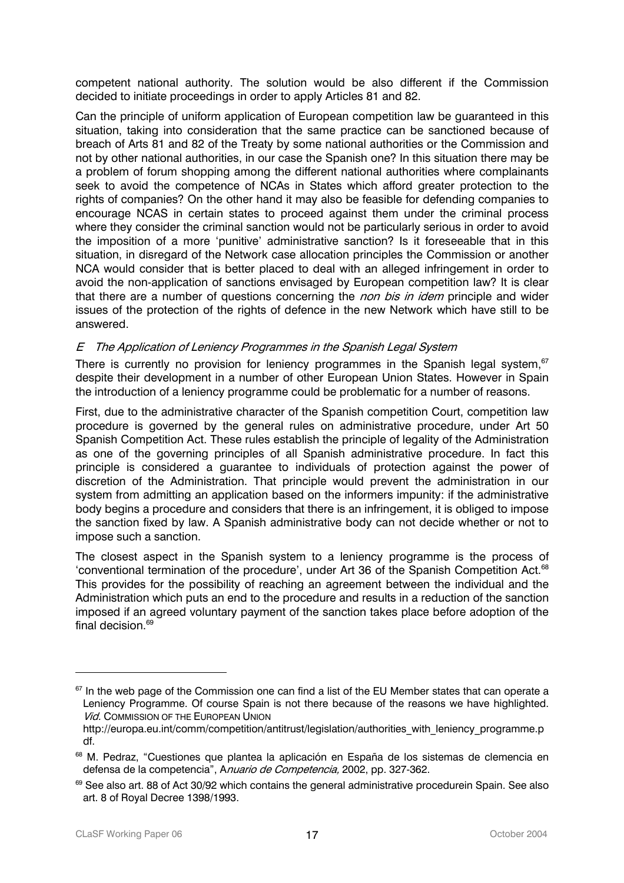competent national authority. The solution would be also different if the Commission decided to initiate proceedings in order to apply Articles 81 and 82.

Can the principle of uniform application of European competition law be guaranteed in this situation, taking into consideration that the same practice can be sanctioned because of breach of Arts 81 and 82 of the Treaty by some national authorities or the Commission and not by other national authorities, in our case the Spanish one? In this situation there may be a problem of forum shopping among the different national authorities where complainants seek to avoid the competence of NCAs in States which afford greater protection to the rights of companies? On the other hand it may also be feasible for defending companies to encourage NCAS in certain states to proceed against them under the criminal process where they consider the criminal sanction would not be particularly serious in order to avoid the imposition of a more 'punitive' administrative sanction? Is it foreseeable that in this situation, in disregard of the Network case allocation principles the Commission or another NCA would consider that is better placed to deal with an alleged infringement in order to avoid the non-application of sanctions envisaged by European competition law? It is clear that there are a number of questions concerning the *non bis in idem* principle and wider issues of the protection of the rights of defence in the new Network which have still to be answered.

### *E The Application of Leniency Programmes in the Spanish Legal System*

There is currently no provision for leniency programmes in the Spanish legal system,[67] despite their development in a number of other European Union States. However in Spain the introduction of a leniency programme could be problematic for a number of reasons.

First, due to the administrative character of the Spanish competition Court, competition law procedure is governed by the general rules on administrative procedure, under Art 50 Spanish Competition Act. These rules establish the principle of legality of the Administration as one of the governing principles of all Spanish administrative procedure. In fact this principle is considered a guarantee to individuals of protection against the power of discretion of the Administration. That principle would prevent the administration in our system from admitting an application based on the informers impunity: if the administrative body begins a procedure and considers that there is an infringement, it is obliged to impose the sanction fixed by law. A Spanish administrative body can not decide whether or not to impose such a sanction.

The closest aspect in the Spanish system to a leniency programme is the process of 'conventional termination of the procedure', under Art 36 of the Spanish Competition Act.[68] This provides for the possibility of reaching an agreement between the individual and the Administration which puts an end to the procedure and results in a reduction of the sanction imposed if an agreed voluntary payment of the sanction takes place before adoption of the final decision.[69]

---

[67] In the web page of the Commission one can find a list of the EU Member states that can operate a Leniency Programme. Of course Spain is not there because of the reasons we have highlighted. *Vid.* COMMISSION OF THE EUROPEAN UNION http://europa.eu.int/comm/competition/antitrust/legislation/authorities_with_leniency_programme.pdf.

[68] M. Pedraz, "Cuestiones que plantea la aplicación en España de los sistemas de clemencia en defensa de la competencia", A*nuario de Competencia,* 2002, pp. 327-362.

[69] See also art. 88 of Act 30/92 which contains the general administrative procedurein Spain. See also art. 8 of Royal Decree 1398/1993.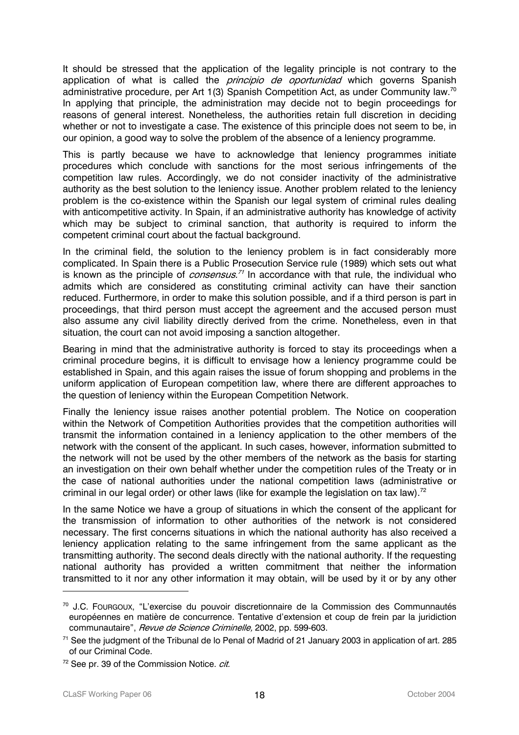It should be stressed that the application of the legality principle is not contrary to the application of what is called the *principio de oportunidad* which governs Spanish administrative procedure, per Art 1(3) Spanish Competition Act, as under Community law.[70] In applying that principle, the administration may decide not to begin proceedings for reasons of general interest. Nonetheless, the authorities retain full discretion in deciding whether or not to investigate a case. The existence of this principle does not seem to be, in our opinion, a good way to solve the problem of the absence of a leniency programme.

This is partly because we have to acknowledge that leniency programmes initiate procedures which conclude with sanctions for the most serious infringements of the competition law rules. Accordingly, we do not consider inactivity of the administrative authority as the best solution to the leniency issue. Another problem related to the leniency problem is the co-existence within the Spanish our legal system of criminal rules dealing with anticompetitive activity. In Spain, if an administrative authority has knowledge of activity which may be subject to criminal sanction, that authority is required to inform the competent criminal court about the factual background.

In the criminal field, the solution to the leniency problem is in fact considerably more complicated. In Spain there is a Public Prosecution Service rule (1989) which sets out what is known as the principle of *consensus.*[71] In accordance with that rule, the individual who admits which are considered as constituting criminal activity can have their sanction reduced. Furthermore, in order to make this solution possible, and if a third person is part in proceedings, that third person must accept the agreement and the accused person must also assume any civil liability directly derived from the crime. Nonetheless, even in that situation, the court can not avoid imposing a sanction altogether.

Bearing in mind that the administrative authority is forced to stay its proceedings when a criminal procedure begins, it is difficult to envisage how a leniency programme could be established in Spain, and this again raises the issue of forum shopping and problems in the uniform application of European competition law, where there are different approaches to the question of leniency within the European Competition Network.

Finally the leniency issue raises another potential problem. The Notice on cooperation within the Network of Competition Authorities provides that the competition authorities will transmit the information contained in a leniency application to the other members of the network with the consent of the applicant. In such cases, however, information submitted to the network will not be used by the other members of the network as the basis for starting an investigation on their own behalf whether under the competition rules of the Treaty or in the case of national authorities under the national competition laws (administrative or criminal in our legal order) or other laws (like for example the legislation on tax law).[72]

In the same Notice we have a group of situations in which the consent of the applicant for the transmission of information to other authorities of the network is not considered necessary. The first concerns situations in which the national authority has also received a leniency application relating to the same infringement from the same applicant as the transmitting authority. The second deals directly with the national authority. If the requesting national authority has provided a written commitment that neither the information transmitted to it nor any other information it may obtain, will be used by it or by any other

---

[70] J.C. Fourgoux, "L'exercise du pouvoir discretionnaire de la Commission des Communnautés européennes en matière de concurrence. Tentative d'extension et coup de frein par la juridiction communautaire", *Revue de Science Criminelle,* 2002, pp. 599-603.

[71] See the judgment of the Tribunal de lo Penal of Madrid of 21 January 2003 in application of art. 285 of our Criminal Code.

[72] See pr. 39 of the Commission Notice. *cit.*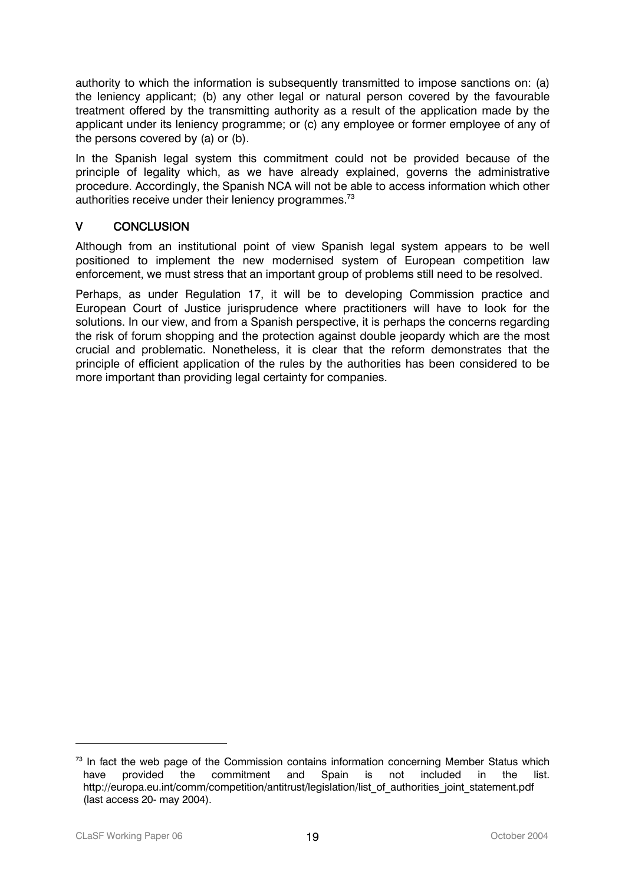authority to which the information is subsequently transmitted to impose sanctions on: (a) the leniency applicant; (b) any other legal or natural person covered by the favourable treatment offered by the transmitting authority as a result of the application made by the applicant under its leniency programme; or (c) any employee or former employee of any of the persons covered by (a) or (b).

In the Spanish legal system this commitment could not be provided because of the principle of legality which, as we have already explained, governs the administrative procedure. Accordingly, the Spanish NCA will not be able to access information which other authorities receive under their leniency programmes.[73]

## V CONCLUSION

Although from an institutional point of view Spanish legal system appears to be well positioned to implement the new modernised system of European competition law enforcement, we must stress that an important group of problems still need to be resolved.

Perhaps, as under Regulation 17, it will be to developing Commission practice and European Court of Justice jurisprudence where practitioners will have to look for the solutions. In our view, and from a Spanish perspective, it is perhaps the concerns regarding the risk of forum shopping and the protection against double jeopardy which are the most crucial and problematic. Nonetheless, it is clear that the reform demonstrates that the principle of efficient application of the rules by the authorities has been considered to be more important than providing legal certainty for companies.

---

[73] In fact the web page of the Commission contains information concerning Member Status which have provided the commitment and Spain is not included in the list. http://europa.eu.int/comm/competition/antitrust/legislation/list_of_authorities_joint_statement.pdf (last access 20- may 2004).